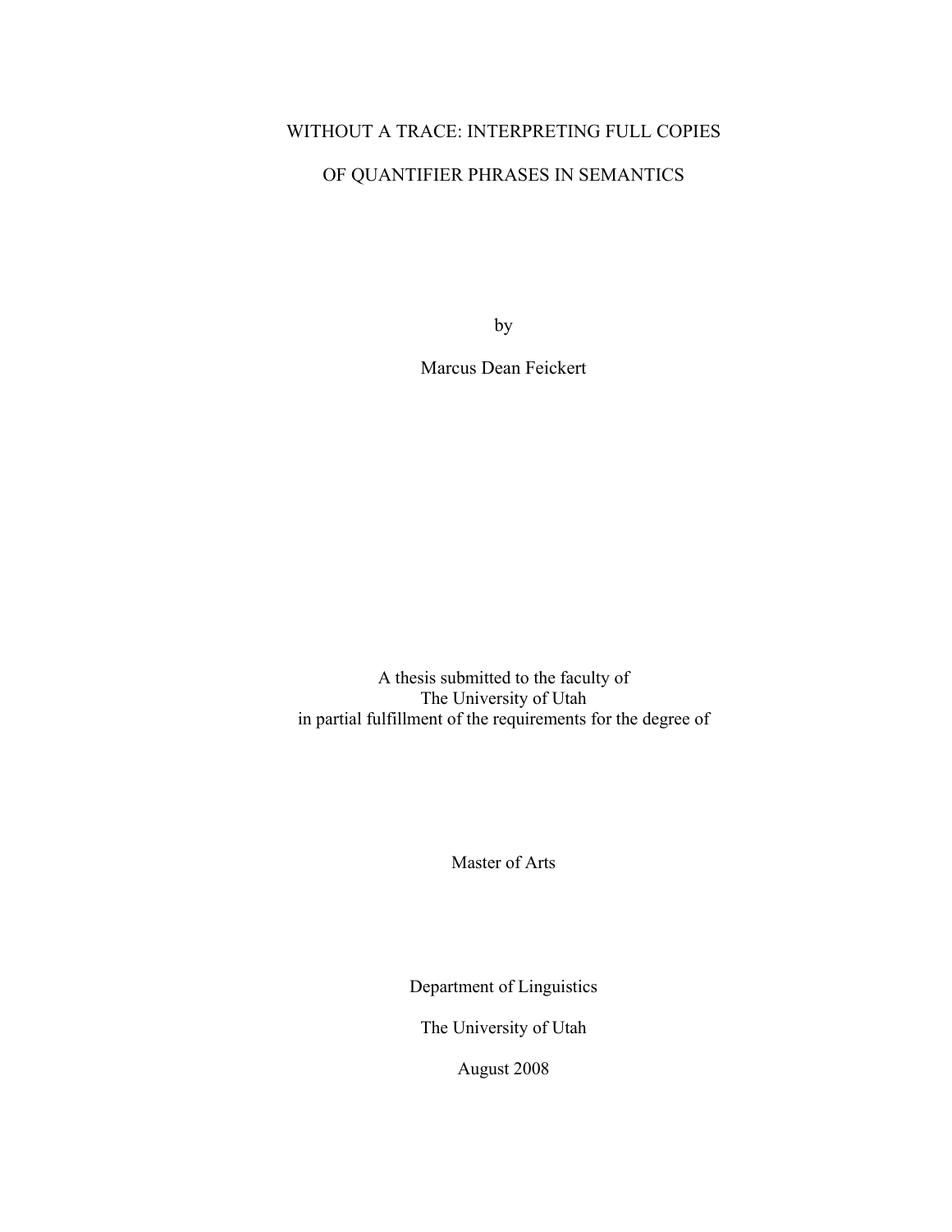# WITHOUT A TRACE: INTERPRETING FULL COPIES

# OF QUANTIFIER PHRASES IN SEMANTICS

by

Marcus Dean Feickert

A thesis submitted to the faculty of
The University of Utah
in partial fulfillment of the requirements for the degree of

Master of Arts

Department of Linguistics

The University of Utah

August 2008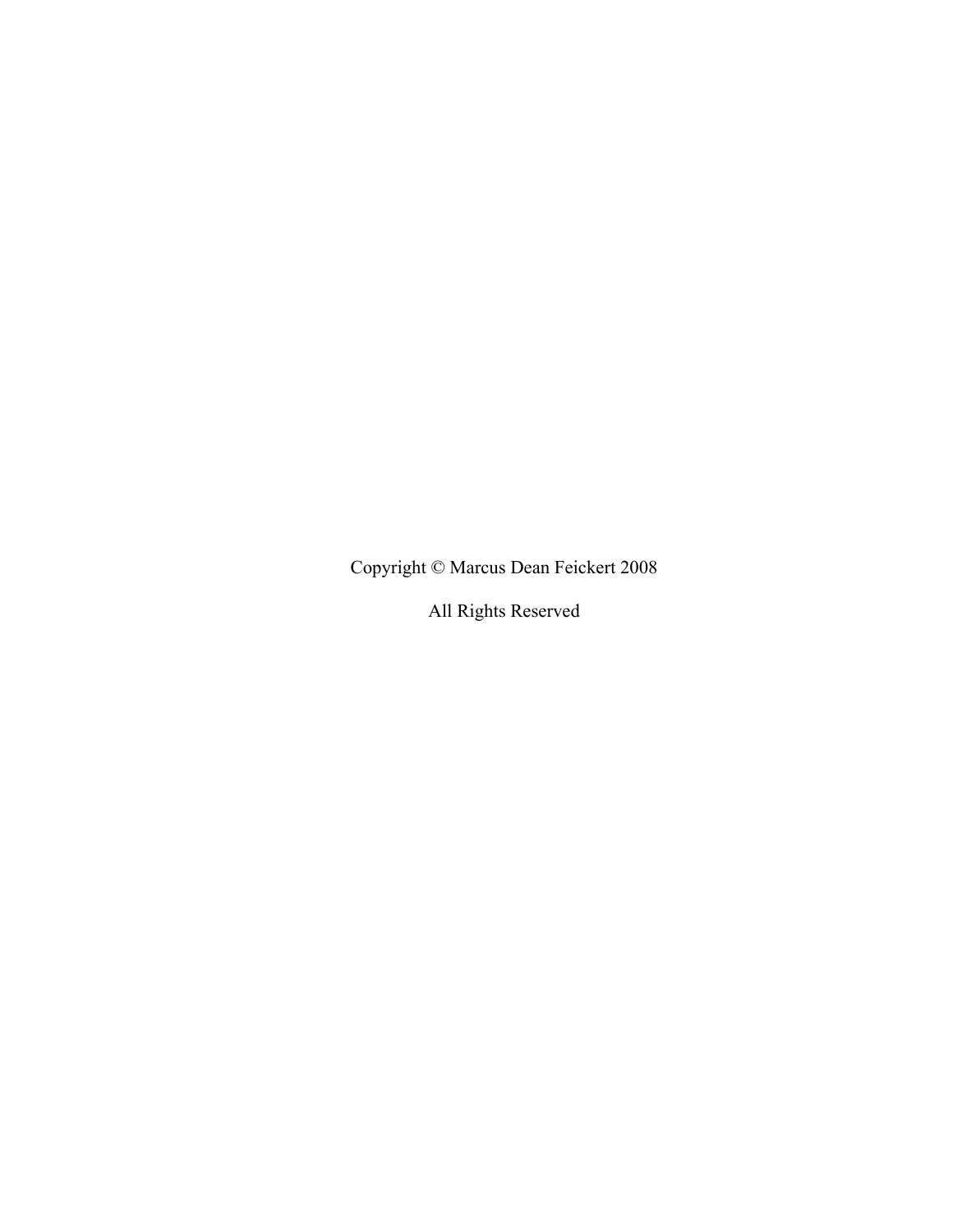Copyright © Marcus Dean Feickert 2008

All Rights Reserved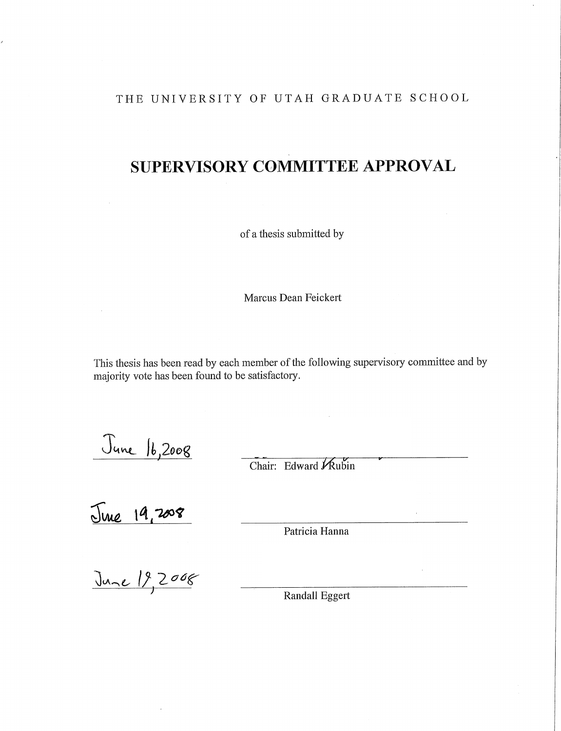THE UNIVERSITY OF UTAH GRADUATE SCHOOL

# SUPERVISORY COMMITTEE APPROVAL

of a thesis submitted by

Marcus Dean Feickert

This thesis has been read by each member of the following supervisory committee and by majority vote has been found to be satisfactory.

June 16, 2008 ______________________ Chair: Edward J. Rubin

June 19, 2008 ______________________ Patricia Hanna

June 19, 2008 ______________________ Randall Eggert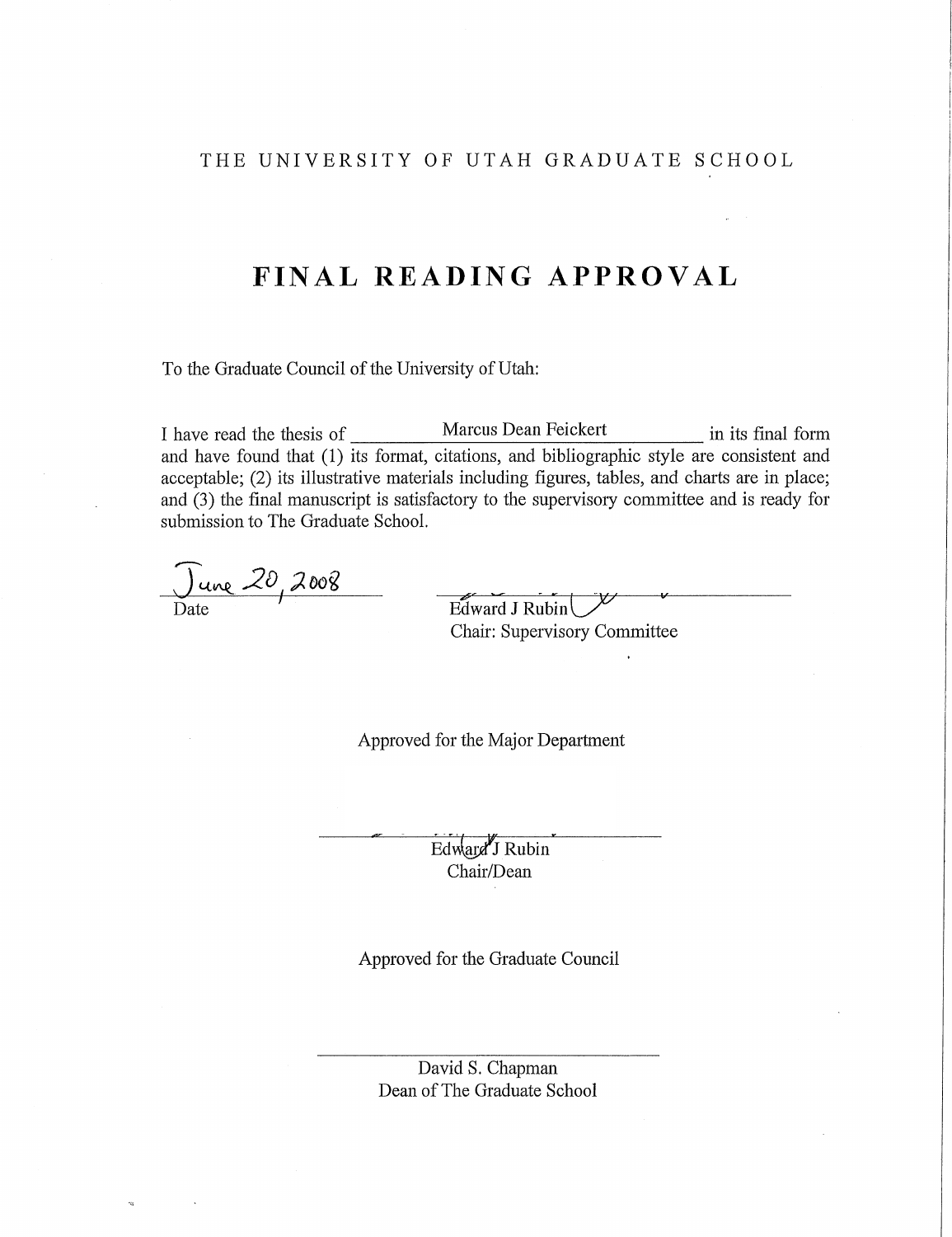THE UNIVERSITY OF UTAH GRADUATE SCHOOL

# FINAL READING APPROVAL

To the Graduate Council of the University of Utah:

I have read the thesis of Marcus Dean Feickert in its final form and have found that (1) its format, citations, and bibliographic style are consistent and acceptable; (2) its illustrative materials including figures, tables, and charts are in place; and (3) the final manuscript is satisfactory to the supervisory committee and is ready for submission to The Graduate School.

June 20, 2008
Date

Edward J Rubin
Chair: Supervisory Committee

Approved for the Major Department

Edward J Rubin
Chair/Dean

Approved for the Graduate Council

David S. Chapman
Dean of The Graduate School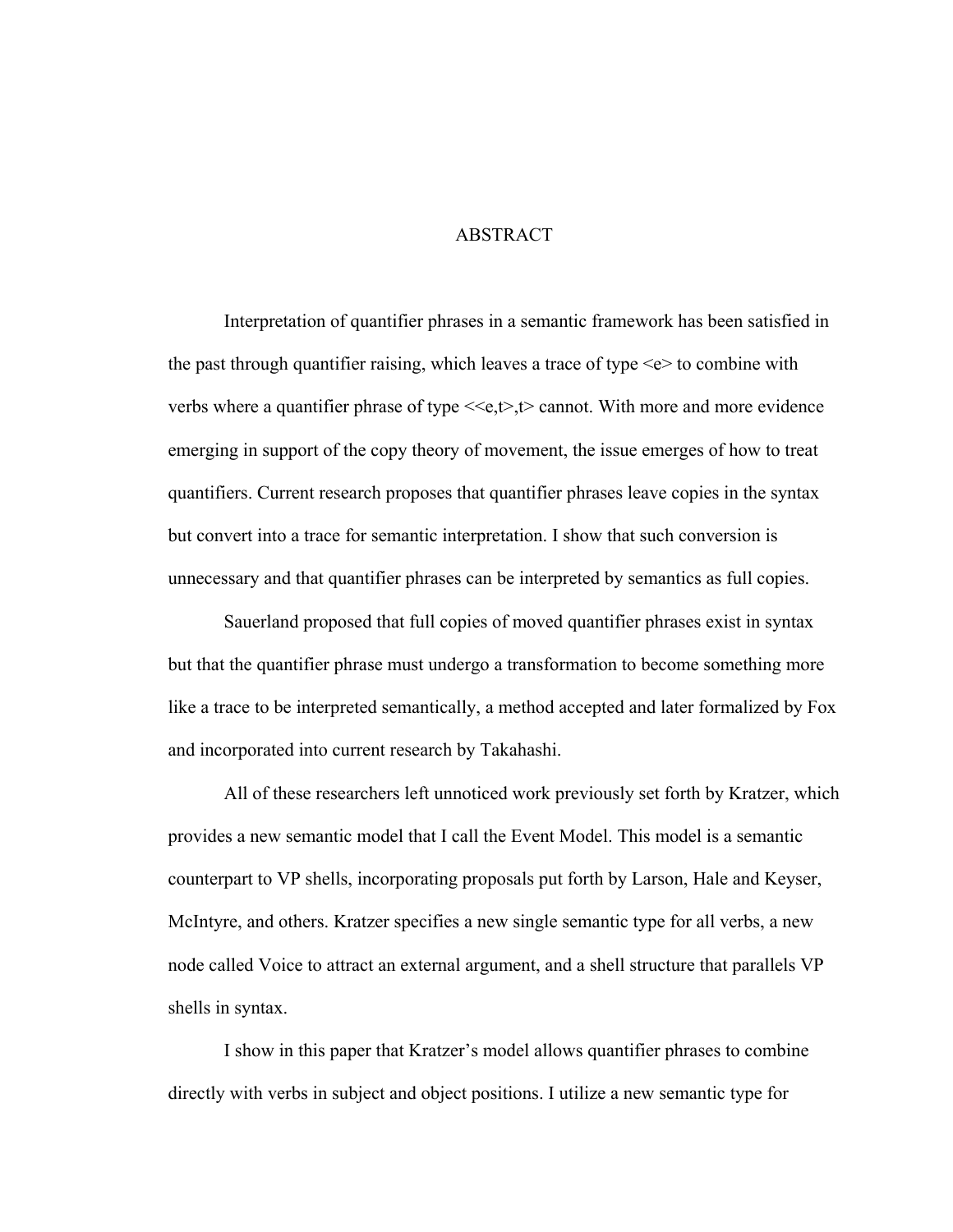# ABSTRACT

Interpretation of quantifier phrases in a semantic framework has been satisfied in the past through quantifier raising, which leaves a trace of type <e> to combine with verbs where a quantifier phrase of type <<e,t>,t> cannot. With more and more evidence emerging in support of the copy theory of movement, the issue emerges of how to treat quantifiers. Current research proposes that quantifier phrases leave copies in the syntax but convert into a trace for semantic interpretation. I show that such conversion is unnecessary and that quantifier phrases can be interpreted by semantics as full copies.

Sauerland proposed that full copies of moved quantifier phrases exist in syntax but that the quantifier phrase must undergo a transformation to become something more like a trace to be interpreted semantically, a method accepted and later formalized by Fox and incorporated into current research by Takahashi.

All of these researchers left unnoticed work previously set forth by Kratzer, which provides a new semantic model that I call the Event Model. This model is a semantic counterpart to VP shells, incorporating proposals put forth by Larson, Hale and Keyser, McIntyre, and others. Kratzer specifies a new single semantic type for all verbs, a new node called Voice to attract an external argument, and a shell structure that parallels VP shells in syntax.

I show in this paper that Kratzer's model allows quantifier phrases to combine directly with verbs in subject and object positions. I utilize a new semantic type for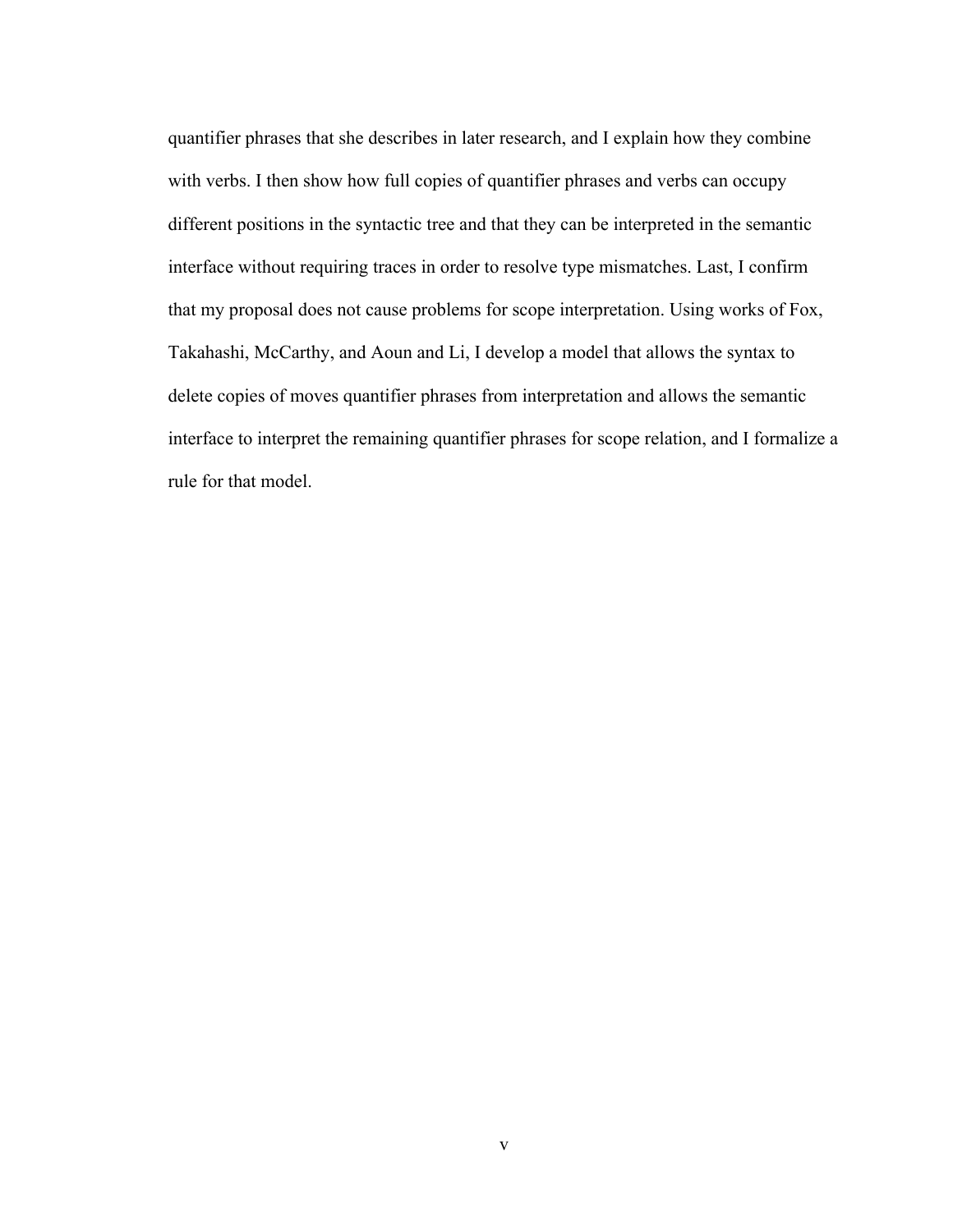quantifier phrases that she describes in later research, and I explain how they combine with verbs. I then show how full copies of quantifier phrases and verbs can occupy different positions in the syntactic tree and that they can be interpreted in the semantic interface without requiring traces in order to resolve type mismatches. Last, I confirm that my proposal does not cause problems for scope interpretation. Using works of Fox, Takahashi, McCarthy, and Aoun and Li, I develop a model that allows the syntax to delete copies of moves quantifier phrases from interpretation and allows the semantic interface to interpret the remaining quantifier phrases for scope relation, and I formalize a rule for that model.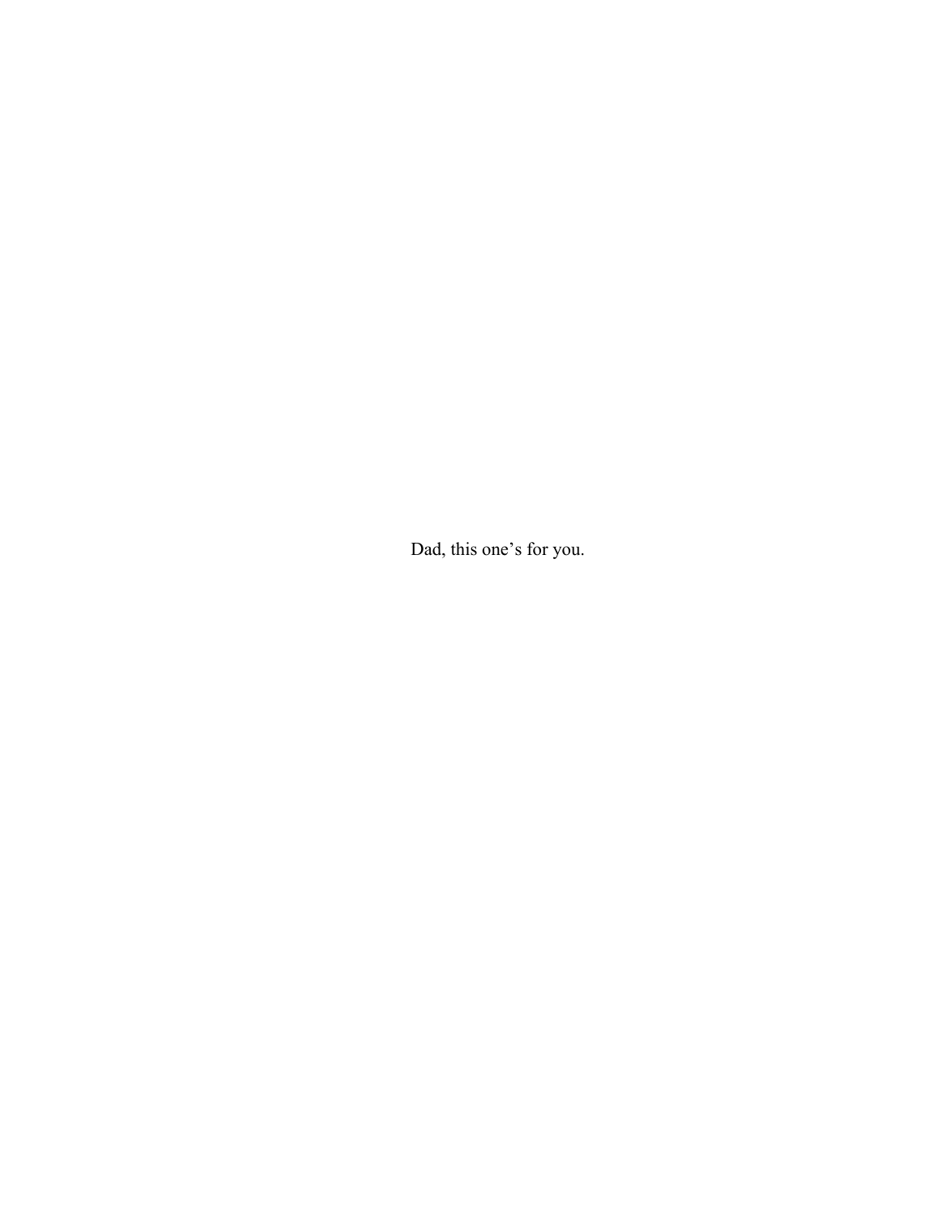Dad, this one’s for you.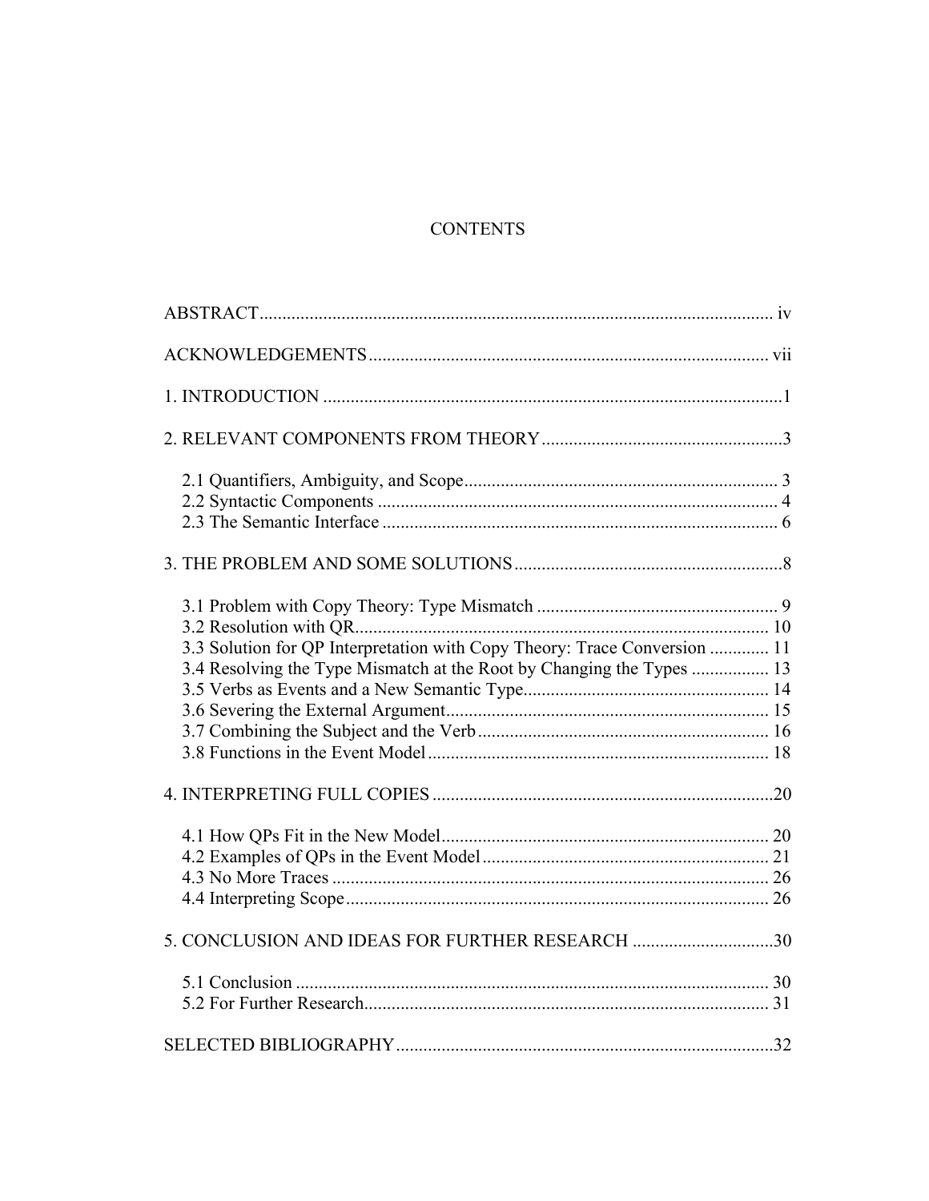# CONTENTS

ABSTRACT ............................................................................................................ iv

ACKNOWLEDGEMENTS ...................................................................................... vii

1. INTRODUCTION ..................................................................................................1

2. RELEVANT COMPONENTS FROM THEORY ....................................................3

   2.1 Quantifiers, Ambiguity, and Scope ................................................................... 3
   2.2 Syntactic Components ....................................................................................... 4
   2.3 The Semantic Interface ...................................................................................... 6

3. THE PROBLEM AND SOME SOLUTIONS ...........................................................8

   3.1 Problem with Copy Theory: Type Mismatch ..................................................... 9
   3.2 Resolution with QR .......................................................................................... 10
   3.3 Solution for QP Interpretation with Copy Theory: Trace Conversion ............. 11
   3.4 Resolving the Type Mismatch at the Root by Changing the Types ................. 13
   3.5 Verbs as Events and a New Semantic Type ...................................................... 14
   3.6 Severing the External Argument ....................................................................... 15
   3.7 Combining the Subject and the Verb ................................................................ 16
   3.8 Functions in the Event Model ........................................................................... 18

4. INTERPRETING FULL COPIES ...........................................................................20

   4.1 How QPs Fit in the New Model ........................................................................ 20
   4.2 Examples of QPs in the Event Model ............................................................... 21
   4.3 No More Traces ................................................................................................ 26
   4.4 Interpreting Scope ............................................................................................ 26

5. CONCLUSION AND IDEAS FOR FURTHER RESEARCH ...............................30

   5.1 Conclusion ........................................................................................................ 30
   5.2 For Further Research ......................................................................................... 31

SELECTED BIBLIOGRAPHY ..................................................................................32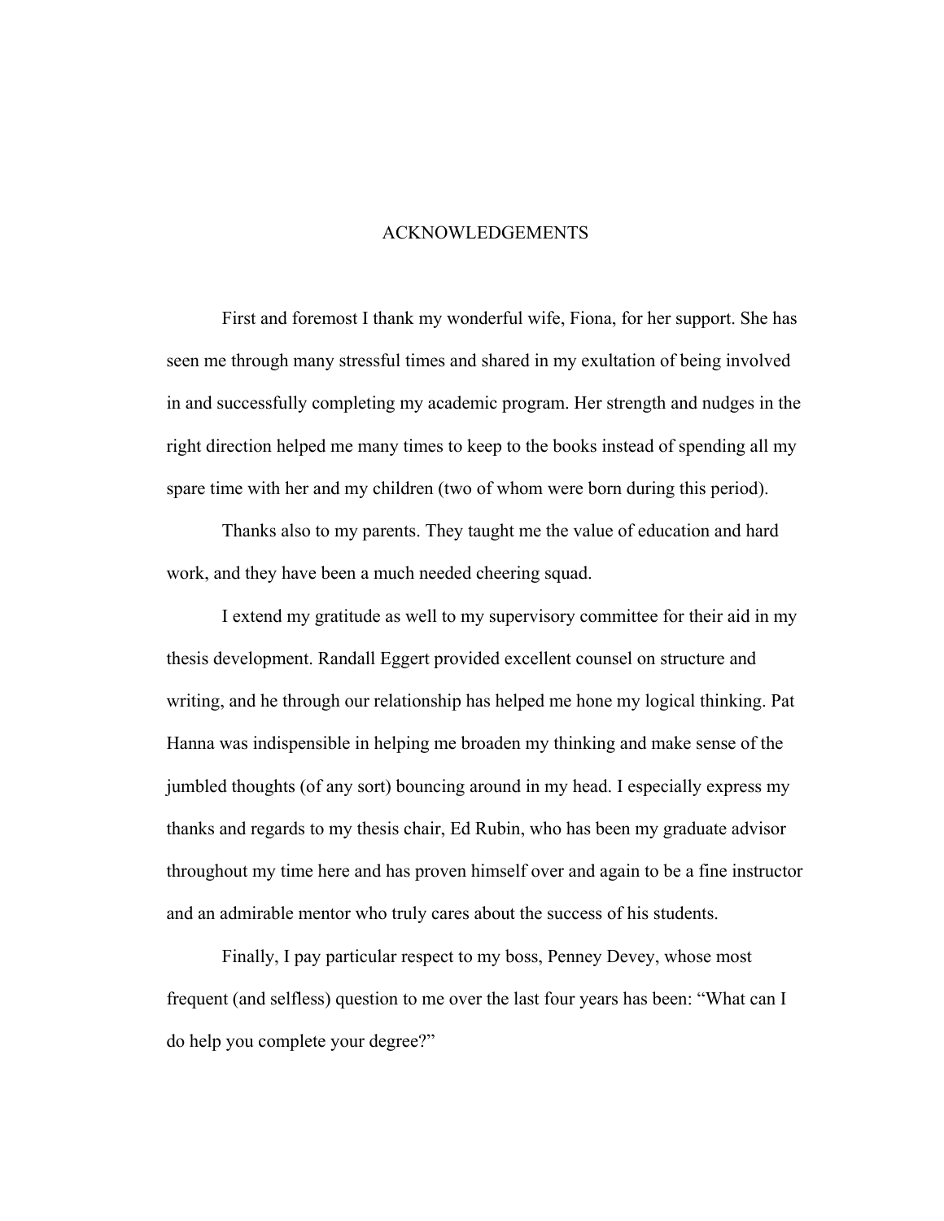# ACKNOWLEDGEMENTS

First and foremost I thank my wonderful wife, Fiona, for her support. She has seen me through many stressful times and shared in my exultation of being involved in and successfully completing my academic program. Her strength and nudges in the right direction helped me many times to keep to the books instead of spending all my spare time with her and my children (two of whom were born during this period).

Thanks also to my parents. They taught me the value of education and hard work, and they have been a much needed cheering squad.

I extend my gratitude as well to my supervisory committee for their aid in my thesis development. Randall Eggert provided excellent counsel on structure and writing, and he through our relationship has helped me hone my logical thinking. Pat Hanna was indispensible in helping me broaden my thinking and make sense of the jumbled thoughts (of any sort) bouncing around in my head. I especially express my thanks and regards to my thesis chair, Ed Rubin, who has been my graduate advisor throughout my time here and has proven himself over and again to be a fine instructor and an admirable mentor who truly cares about the success of his students.

Finally, I pay particular respect to my boss, Penney Devey, whose most frequent (and selfless) question to me over the last four years has been: "What can I do help you complete your degree?"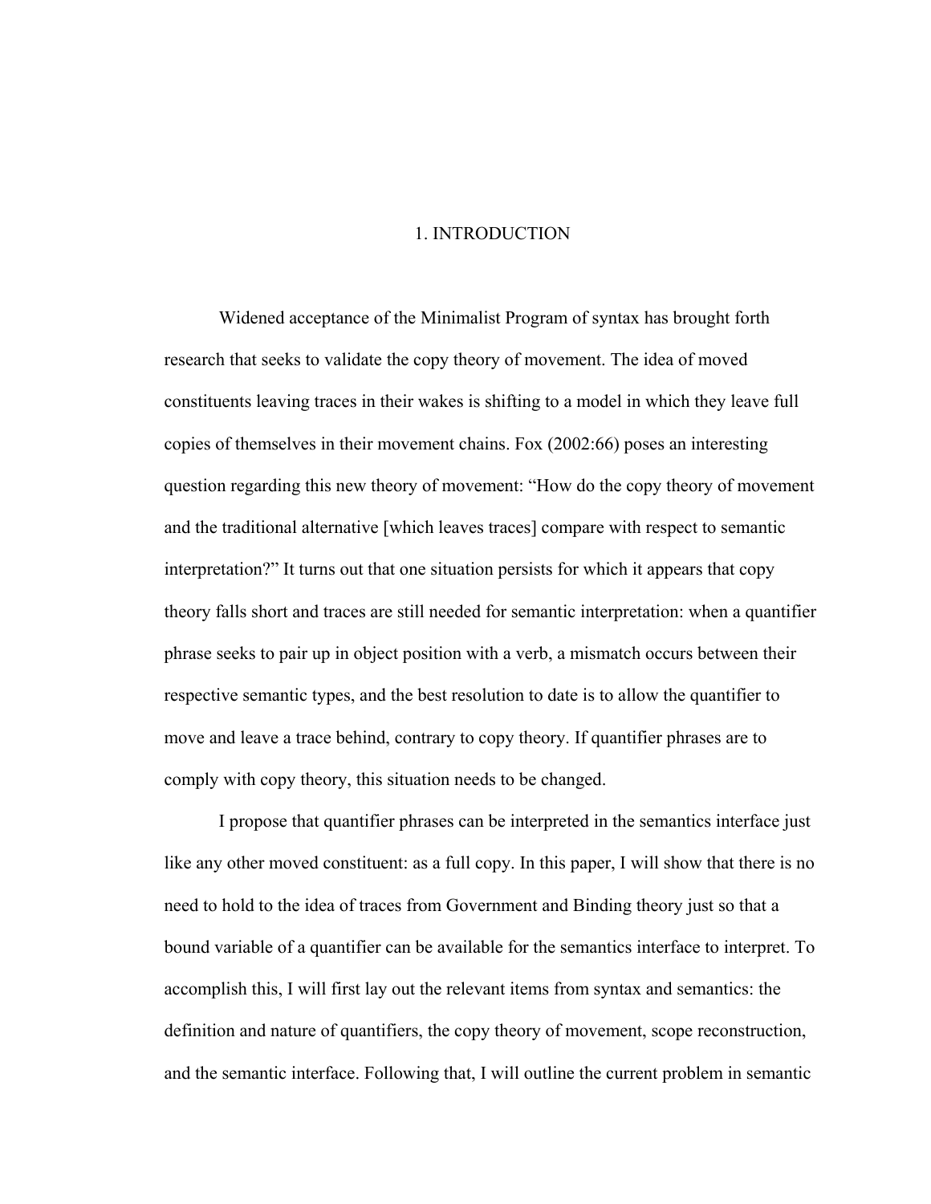# 1. INTRODUCTION

Widened acceptance of the Minimalist Program of syntax has brought forth research that seeks to validate the copy theory of movement. The idea of moved constituents leaving traces in their wakes is shifting to a model in which they leave full copies of themselves in their movement chains. Fox (2002:66) poses an interesting question regarding this new theory of movement: "How do the copy theory of movement and the traditional alternative [which leaves traces] compare with respect to semantic interpretation?" It turns out that one situation persists for which it appears that copy theory falls short and traces are still needed for semantic interpretation: when a quantifier phrase seeks to pair up in object position with a verb, a mismatch occurs between their respective semantic types, and the best resolution to date is to allow the quantifier to move and leave a trace behind, contrary to copy theory. If quantifier phrases are to comply with copy theory, this situation needs to be changed.

I propose that quantifier phrases can be interpreted in the semantics interface just like any other moved constituent: as a full copy. In this paper, I will show that there is no need to hold to the idea of traces from Government and Binding theory just so that a bound variable of a quantifier can be available for the semantics interface to interpret. To accomplish this, I will first lay out the relevant items from syntax and semantics: the definition and nature of quantifiers, the copy theory of movement, scope reconstruction, and the semantic interface. Following that, I will outline the current problem in semantic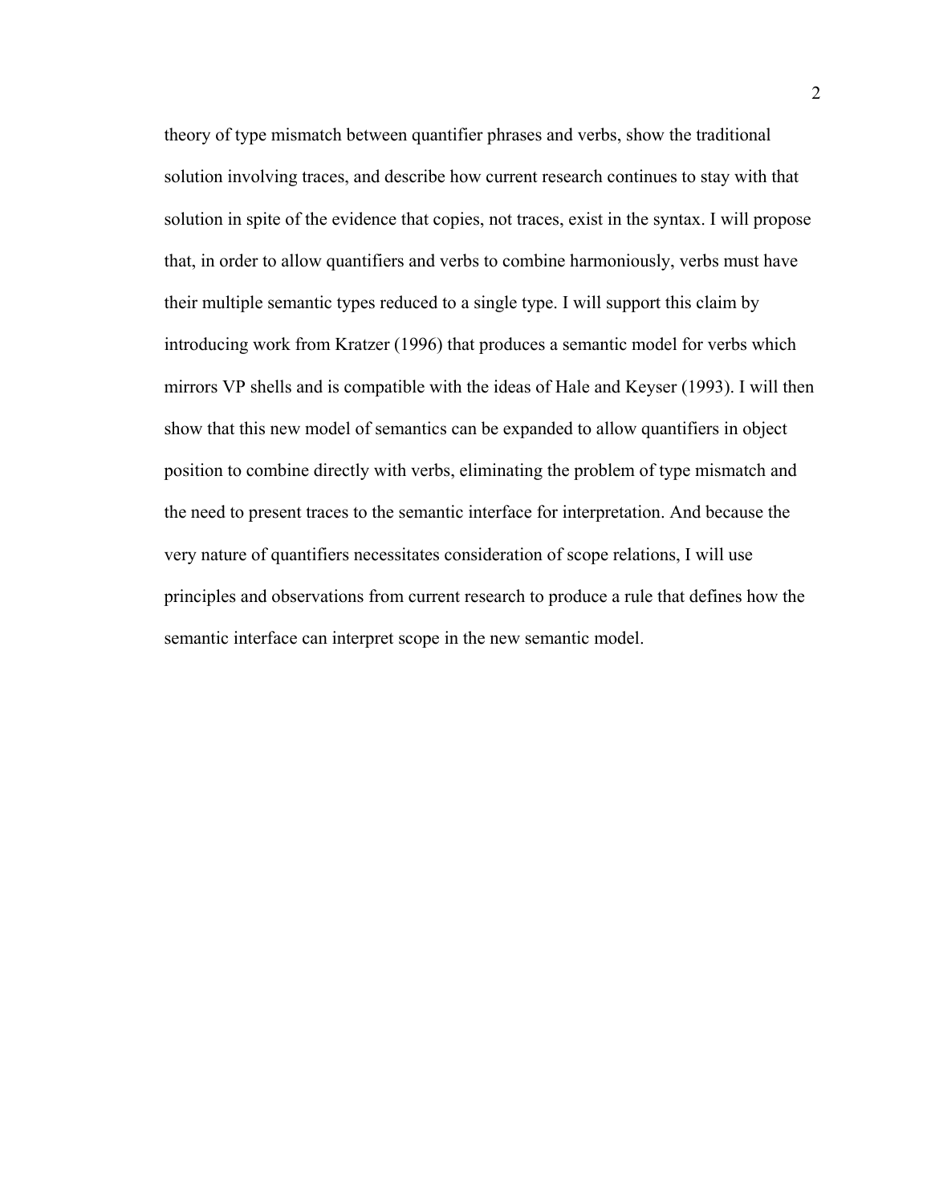theory of type mismatch between quantifier phrases and verbs, show the traditional solution involving traces, and describe how current research continues to stay with that solution in spite of the evidence that copies, not traces, exist in the syntax. I will propose that, in order to allow quantifiers and verbs to combine harmoniously, verbs must have their multiple semantic types reduced to a single type. I will support this claim by introducing work from Kratzer (1996) that produces a semantic model for verbs which mirrors VP shells and is compatible with the ideas of Hale and Keyser (1993). I will then show that this new model of semantics can be expanded to allow quantifiers in object position to combine directly with verbs, eliminating the problem of type mismatch and the need to present traces to the semantic interface for interpretation. And because the very nature of quantifiers necessitates consideration of scope relations, I will use principles and observations from current research to produce a rule that defines how the semantic interface can interpret scope in the new semantic model.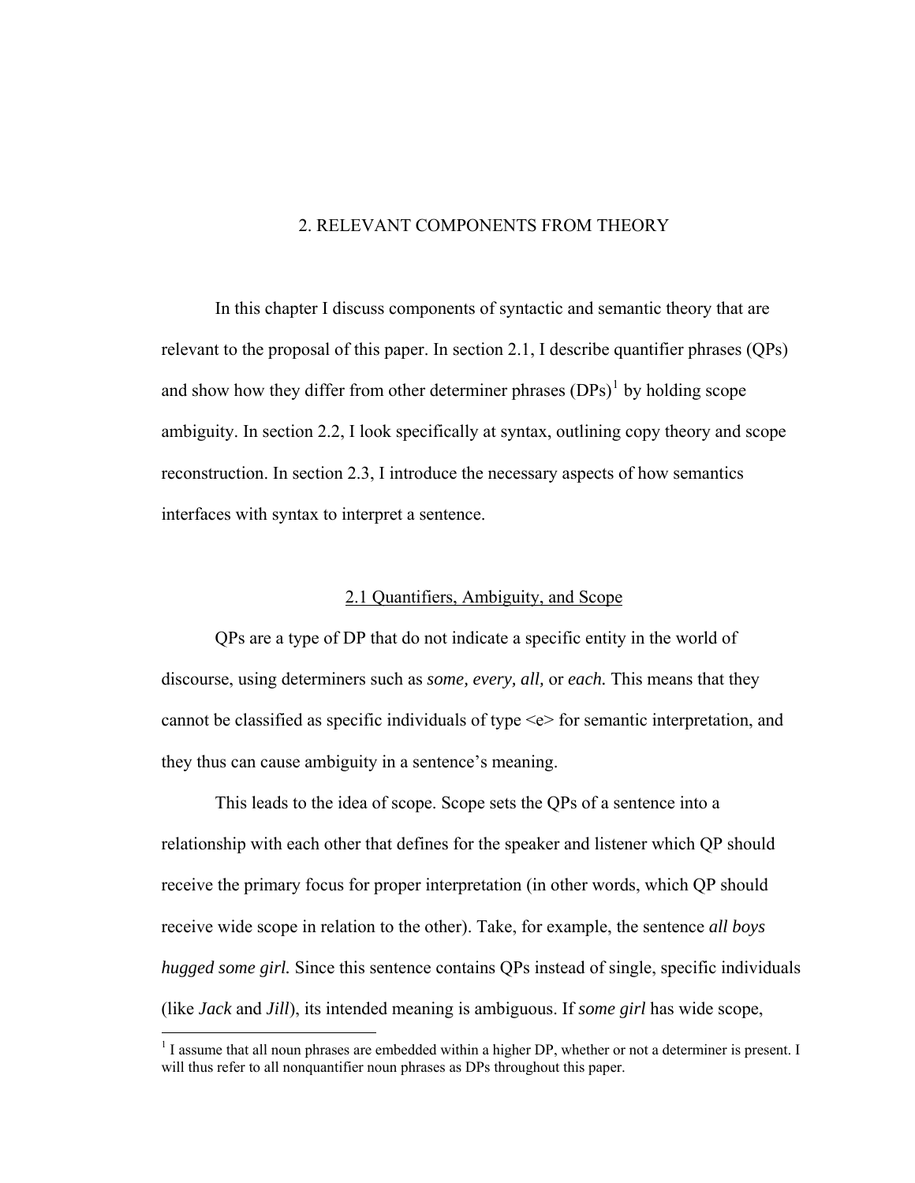# 2. RELEVANT COMPONENTS FROM THEORY

In this chapter I discuss components of syntactic and semantic theory that are relevant to the proposal of this paper. In section 2.1, I describe quantifier phrases (QPs) and show how they differ from other determiner phrases (DPs)[1] by holding scope ambiguity. In section 2.2, I look specifically at syntax, outlining copy theory and scope reconstruction. In section 2.3, I introduce the necessary aspects of how semantics interfaces with syntax to interpret a sentence.

## 2.1 Quantifiers, Ambiguity, and Scope

QPs are a type of DP that do not indicate a specific entity in the world of discourse, using determiners such as *some, every, all,* or *each.* This means that they cannot be classified as specific individuals of type <e> for semantic interpretation, and they thus can cause ambiguity in a sentence's meaning.

This leads to the idea of scope. Scope sets the QPs of a sentence into a relationship with each other that defines for the speaker and listener which QP should receive the primary focus for proper interpretation (in other words, which QP should receive wide scope in relation to the other). Take, for example, the sentence *all boys hugged some girl.* Since this sentence contains QPs instead of single, specific individuals (like *Jack* and *Jill*), its intended meaning is ambiguous. If *some girl* has wide scope,

[1] I assume that all noun phrases are embedded within a higher DP, whether or not a determiner is present. I will thus refer to all nonquantifier noun phrases as DPs throughout this paper.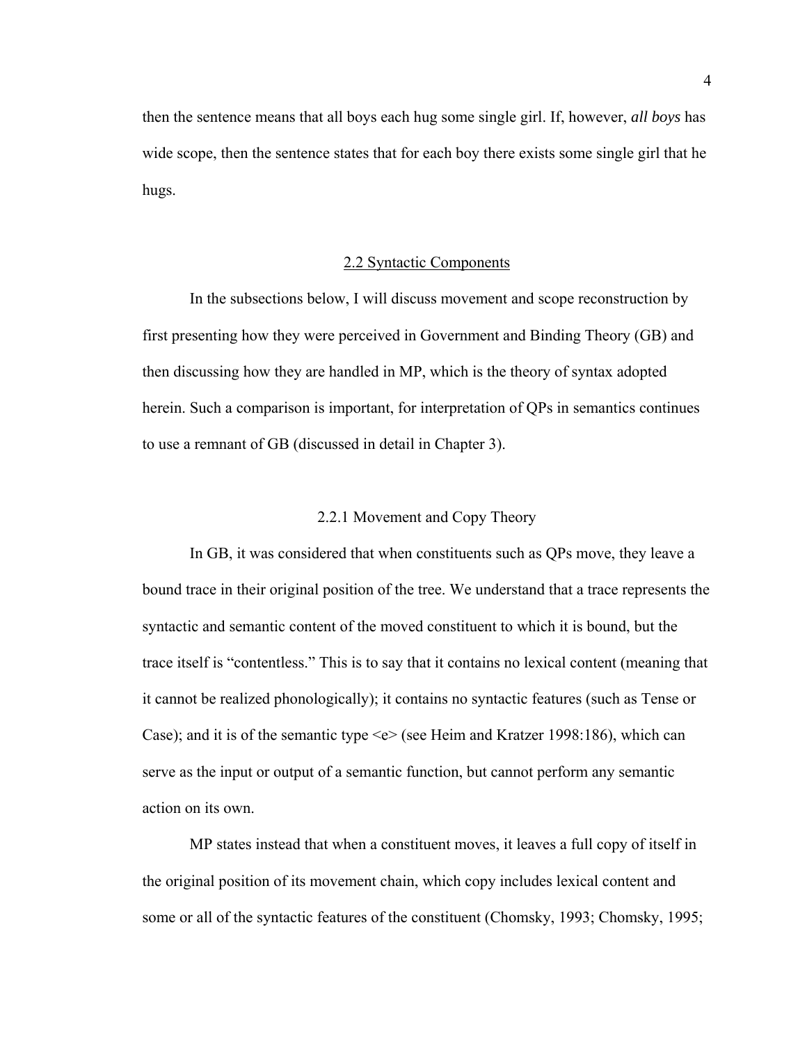then the sentence means that all boys each hug some single girl. If, however, *all boys* has wide scope, then the sentence states that for each boy there exists some single girl that he hugs.

## 2.2 Syntactic Components

In the subsections below, I will discuss movement and scope reconstruction by first presenting how they were perceived in Government and Binding Theory (GB) and then discussing how they are handled in MP, which is the theory of syntax adopted herein. Such a comparison is important, for interpretation of QPs in semantics continues to use a remnant of GB (discussed in detail in Chapter 3).

### 2.2.1 Movement and Copy Theory

In GB, it was considered that when constituents such as QPs move, they leave a bound trace in their original position of the tree. We understand that a trace represents the syntactic and semantic content of the moved constituent to which it is bound, but the trace itself is "contentless." This is to say that it contains no lexical content (meaning that it cannot be realized phonologically); it contains no syntactic features (such as Tense or Case); and it is of the semantic type <e> (see Heim and Kratzer 1998:186), which can serve as the input or output of a semantic function, but cannot perform any semantic action on its own.

MP states instead that when a constituent moves, it leaves a full copy of itself in the original position of its movement chain, which copy includes lexical content and some or all of the syntactic features of the constituent (Chomsky, 1993; Chomsky, 1995;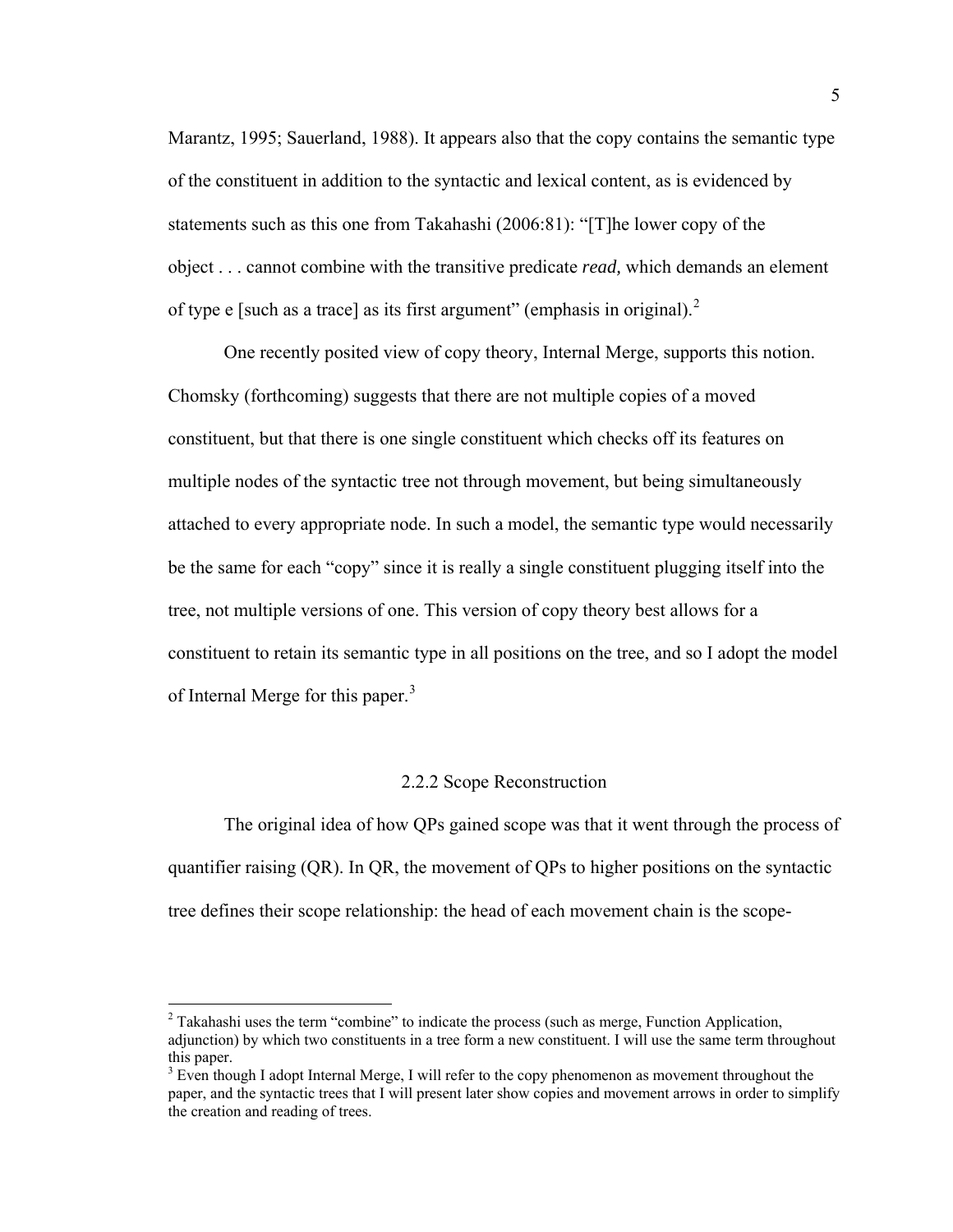Marantz, 1995; Sauerland, 1988). It appears also that the copy contains the semantic type of the constituent in addition to the syntactic and lexical content, as is evidenced by statements such as this one from Takahashi (2006:81): "[T]he lower copy of the object . . . cannot combine with the transitive predicate *read,* which demands an element of type e [such as a trace] as its first argument" (emphasis in original).[2]

One recently posited view of copy theory, Internal Merge, supports this notion. Chomsky (forthcoming) suggests that there are not multiple copies of a moved constituent, but that there is one single constituent which checks off its features on multiple nodes of the syntactic tree not through movement, but being simultaneously attached to every appropriate node. In such a model, the semantic type would necessarily be the same for each "copy" since it is really a single constituent plugging itself into the tree, not multiple versions of one. This version of copy theory best allows for a constituent to retain its semantic type in all positions on the tree, and so I adopt the model of Internal Merge for this paper.[3]

### 2.2.2 Scope Reconstruction

The original idea of how QPs gained scope was that it went through the process of quantifier raising (QR). In QR, the movement of QPs to higher positions on the syntactic tree defines their scope relationship: the head of each movement chain is the scope-

---

[2] Takahashi uses the term "combine" to indicate the process (such as merge, Function Application, adjunction) by which two constituents in a tree form a new constituent. I will use the same term throughout this paper.

[3] Even though I adopt Internal Merge, I will refer to the copy phenomenon as movement throughout the paper, and the syntactic trees that I will present later show copies and movement arrows in order to simplify the creation and reading of trees.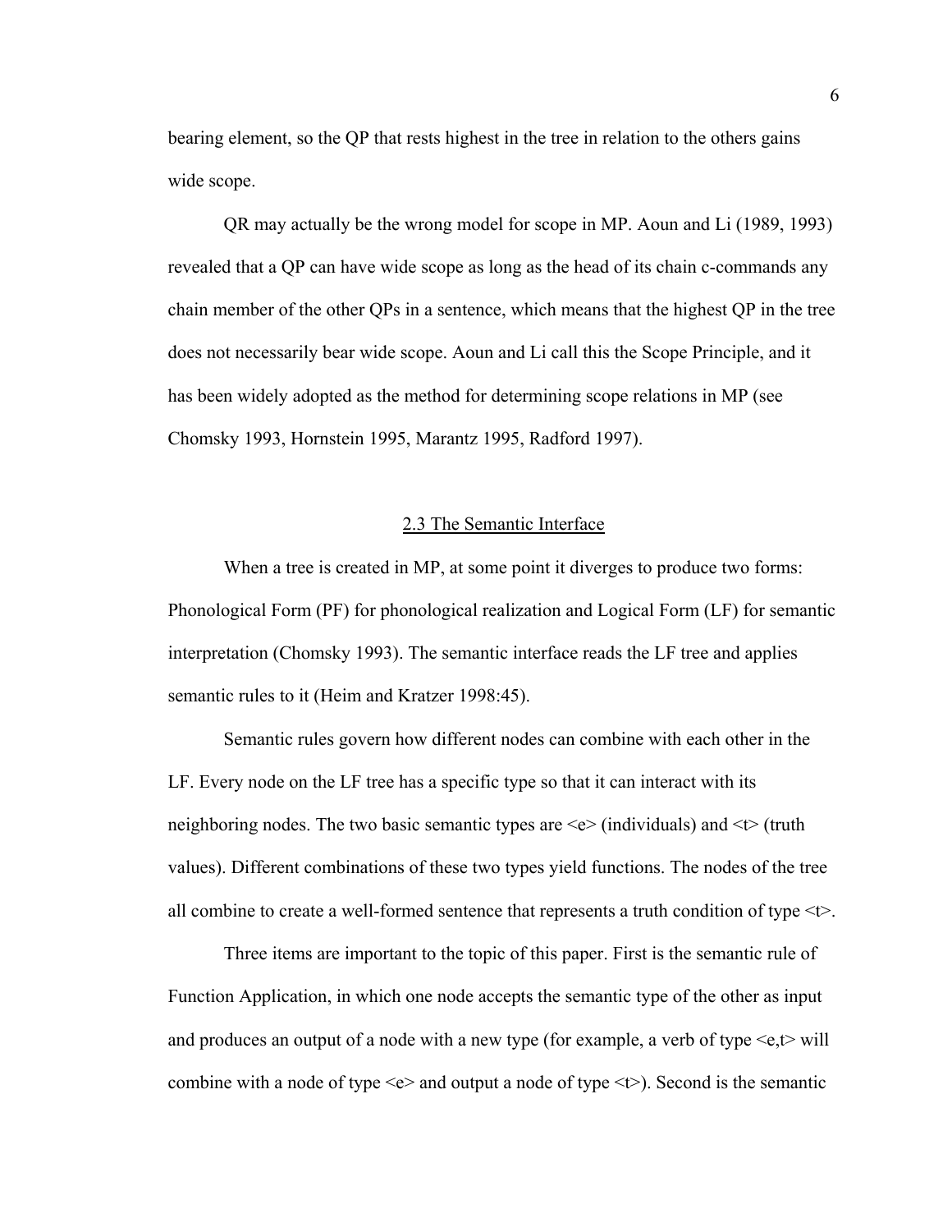bearing element, so the QP that rests highest in the tree in relation to the others gains wide scope.

QR may actually be the wrong model for scope in MP. Aoun and Li (1989, 1993) revealed that a QP can have wide scope as long as the head of its chain c-commands any chain member of the other QPs in a sentence, which means that the highest QP in the tree does not necessarily bear wide scope. Aoun and Li call this the Scope Principle, and it has been widely adopted as the method for determining scope relations in MP (see Chomsky 1993, Hornstein 1995, Marantz 1995, Radford 1997).

## 2.3 The Semantic Interface

When a tree is created in MP, at some point it diverges to produce two forms: Phonological Form (PF) for phonological realization and Logical Form (LF) for semantic interpretation (Chomsky 1993). The semantic interface reads the LF tree and applies semantic rules to it (Heim and Kratzer 1998:45).

Semantic rules govern how different nodes can combine with each other in the LF. Every node on the LF tree has a specific type so that it can interact with its neighboring nodes. The two basic semantic types are <e> (individuals) and <t> (truth values). Different combinations of these two types yield functions. The nodes of the tree all combine to create a well-formed sentence that represents a truth condition of type <t>.

Three items are important to the topic of this paper. First is the semantic rule of Function Application, in which one node accepts the semantic type of the other as input and produces an output of a node with a new type (for example, a verb of type <e,t> will combine with a node of type <e> and output a node of type <t>). Second is the semantic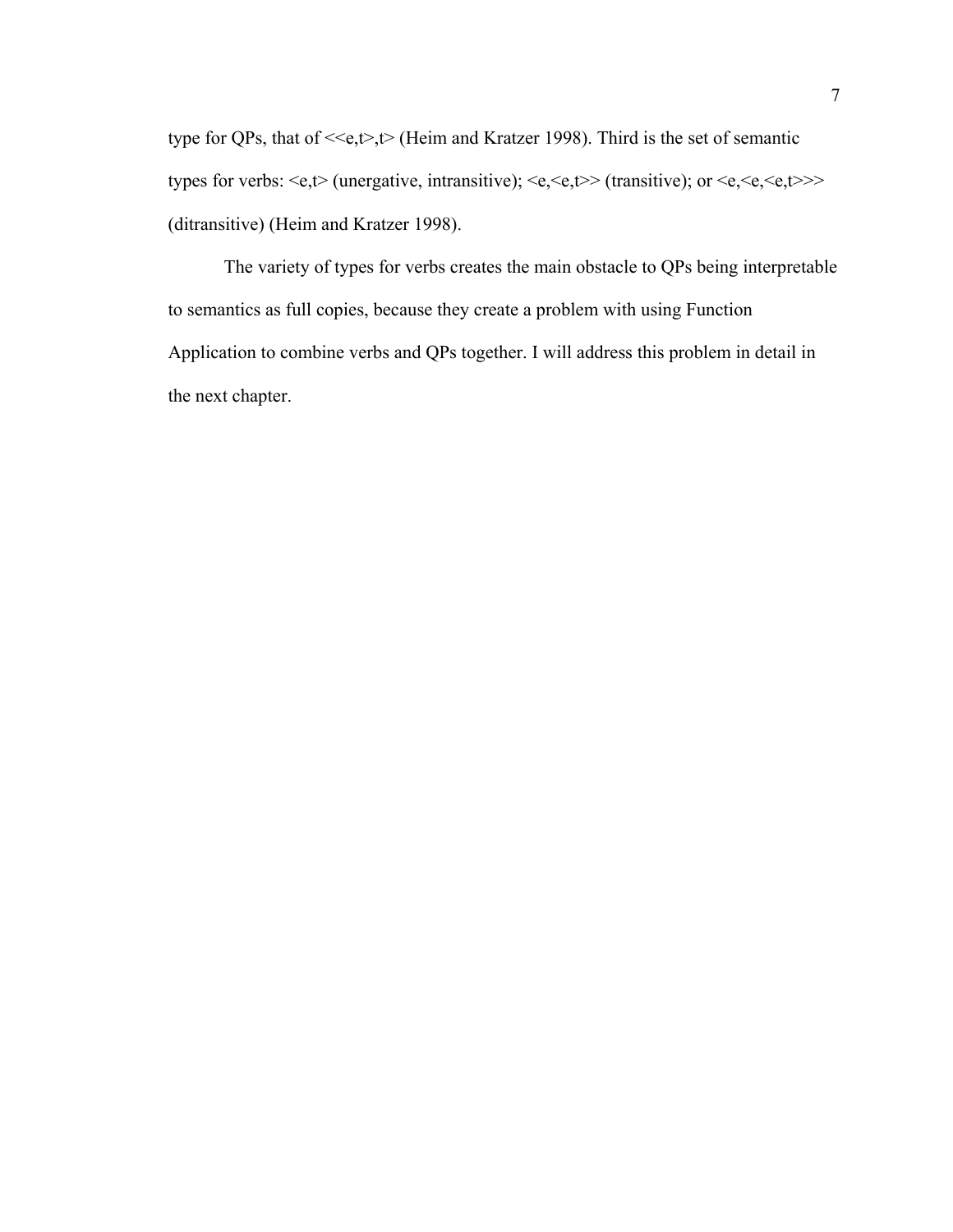type for QPs, that of <<e,t>,t> (Heim and Kratzer 1998). Third is the set of semantic types for verbs: <e,t> (unergative, intransitive); <e,<e,t>> (transitive); or <e,<e,<e,t>>> (ditransitive) (Heim and Kratzer 1998).

The variety of types for verbs creates the main obstacle to QPs being interpretable to semantics as full copies, because they create a problem with using Function Application to combine verbs and QPs together. I will address this problem in detail in the next chapter.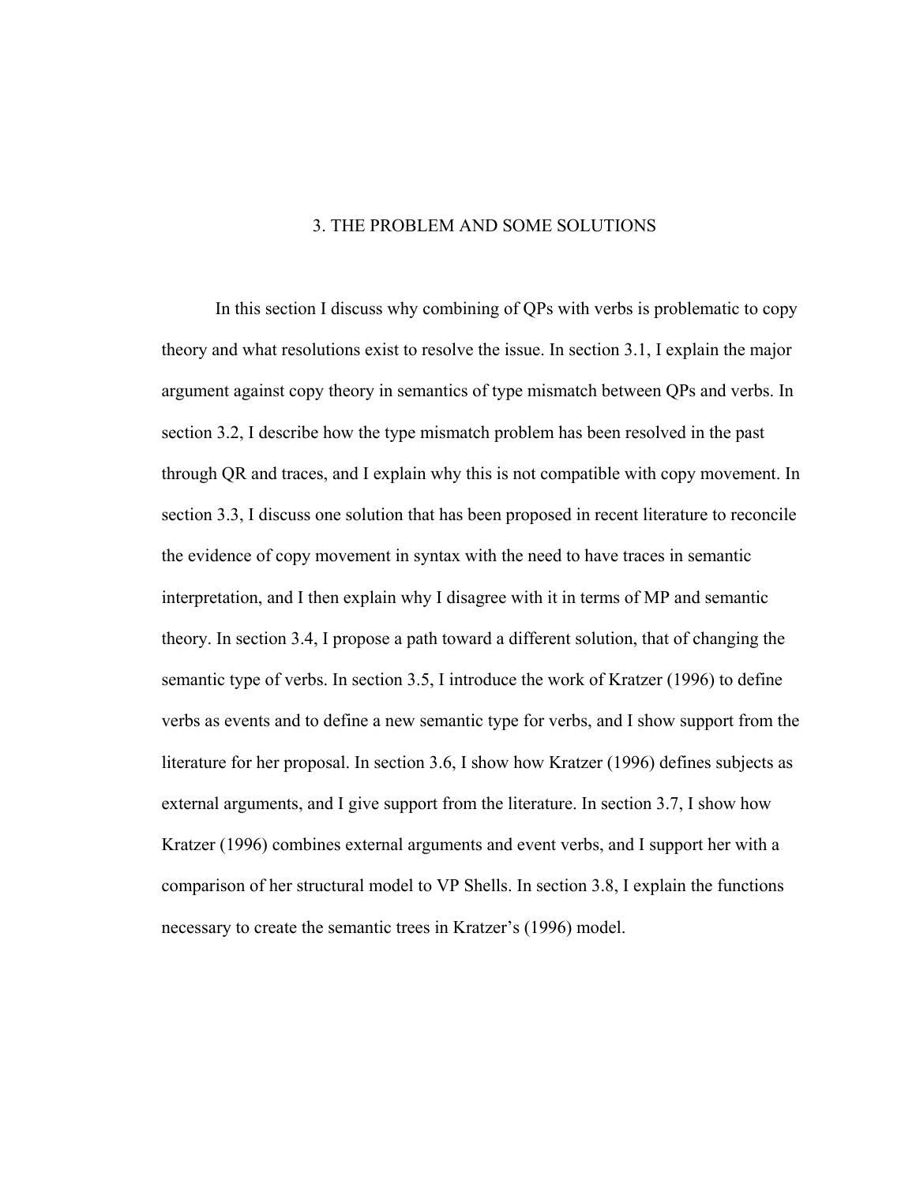# 3. THE PROBLEM AND SOME SOLUTIONS

In this section I discuss why combining of QPs with verbs is problematic to copy theory and what resolutions exist to resolve the issue. In section 3.1, I explain the major argument against copy theory in semantics of type mismatch between QPs and verbs. In section 3.2, I describe how the type mismatch problem has been resolved in the past through QR and traces, and I explain why this is not compatible with copy movement. In section 3.3, I discuss one solution that has been proposed in recent literature to reconcile the evidence of copy movement in syntax with the need to have traces in semantic interpretation, and I then explain why I disagree with it in terms of MP and semantic theory. In section 3.4, I propose a path toward a different solution, that of changing the semantic type of verbs. In section 3.5, I introduce the work of Kratzer (1996) to define verbs as events and to define a new semantic type for verbs, and I show support from the literature for her proposal. In section 3.6, I show how Kratzer (1996) defines subjects as external arguments, and I give support from the literature. In section 3.7, I show how Kratzer (1996) combines external arguments and event verbs, and I support her with a comparison of her structural model to VP Shells. In section 3.8, I explain the functions necessary to create the semantic trees in Kratzer's (1996) model.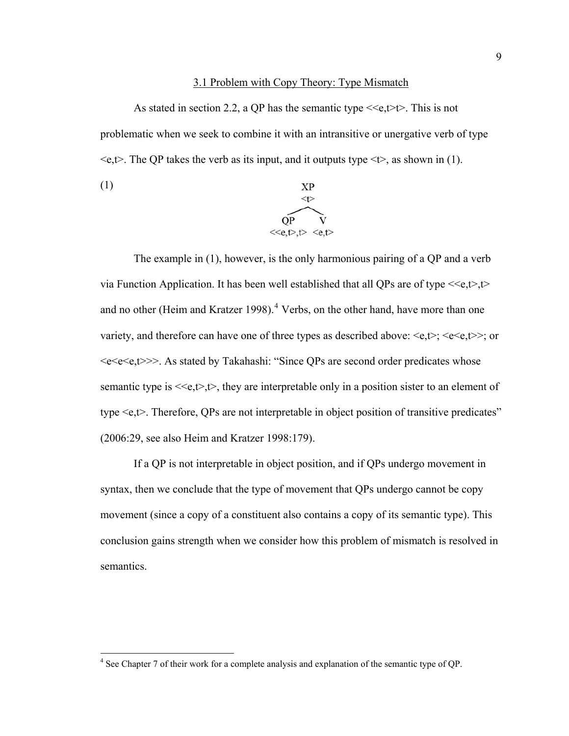### 3.1 Problem with Copy Theory: Type Mismatch

As stated in section 2.2, a QP has the semantic type <<e,t>t>. This is not problematic when we seek to combine it with an intransitive or unergative verb of type <e,t>. The QP takes the verb as its input, and it outputs type <t>, as shown in (1).

(1)

```
            XP
            <t>
          /     \
        QP        V
   <<e,t>,t>    <e,t>
```

The example in (1), however, is the only harmonious pairing of a QP and a verb via Function Application. It has been well established that all QPs are of type <<e,t>,t> and no other (Heim and Kratzer 1998).[4] Verbs, on the other hand, have more than one variety, and therefore can have one of three types as described above: <e,t>; <e<e,t>>; or <e<e<e,t>>>. As stated by Takahashi: "Since QPs are second order predicates whose semantic type is <<e,t>,t>, they are interpretable only in a position sister to an element of type <e,t>. Therefore, QPs are not interpretable in object position of transitive predicates" (2006:29, see also Heim and Kratzer 1998:179).

If a QP is not interpretable in object position, and if QPs undergo movement in syntax, then we conclude that the type of movement that QPs undergo cannot be copy movement (since a copy of a constituent also contains a copy of its semantic type). This conclusion gains strength when we consider how this problem of mismatch is resolved in semantics.

[4] See Chapter 7 of their work for a complete analysis and explanation of the semantic type of QP.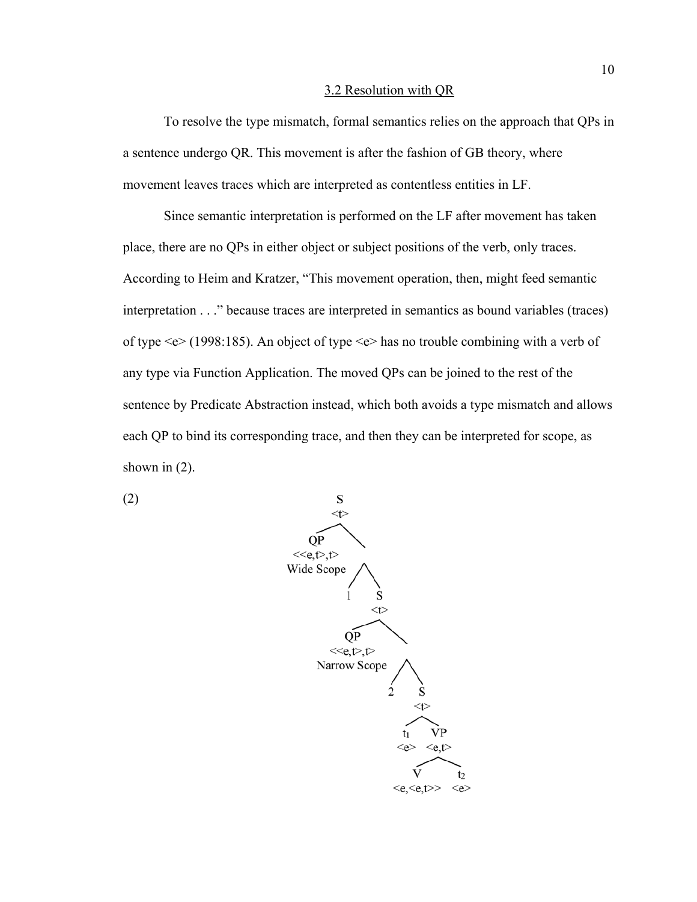## 3.2 Resolution with QR

To resolve the type mismatch, formal semantics relies on the approach that QPs in a sentence undergo QR. This movement is after the fashion of GB theory, where movement leaves traces which are interpreted as contentless entities in LF.

Since semantic interpretation is performed on the LF after movement has taken place, there are no QPs in either object or subject positions of the verb, only traces. According to Heim and Kratzer, "This movement operation, then, might feed semantic interpretation . . ." because traces are interpreted in semantics as bound variables (traces) of type <e> (1998:185). An object of type <e> has no trouble combining with a verb of any type via Function Application. The moved QPs can be joined to the rest of the sentence by Predicate Abstraction instead, which both avoids a type mismatch and allows each QP to bind its corresponding trace, and then they can be interpreted for scope, as shown in (2).

(2)

```
S <t>
├── QP <<e,t>,t> Wide Scope
└── 
    ├── 1
    └── S <t>
        ├── QP <<e,t>,t> Narrow Scope
        └── 
            ├── 2
            └── S <t>
                ├── t1 <e>
                └── VP <e,t>
                    ├── V <e,<e,t>>
                    └── t2 <e>
```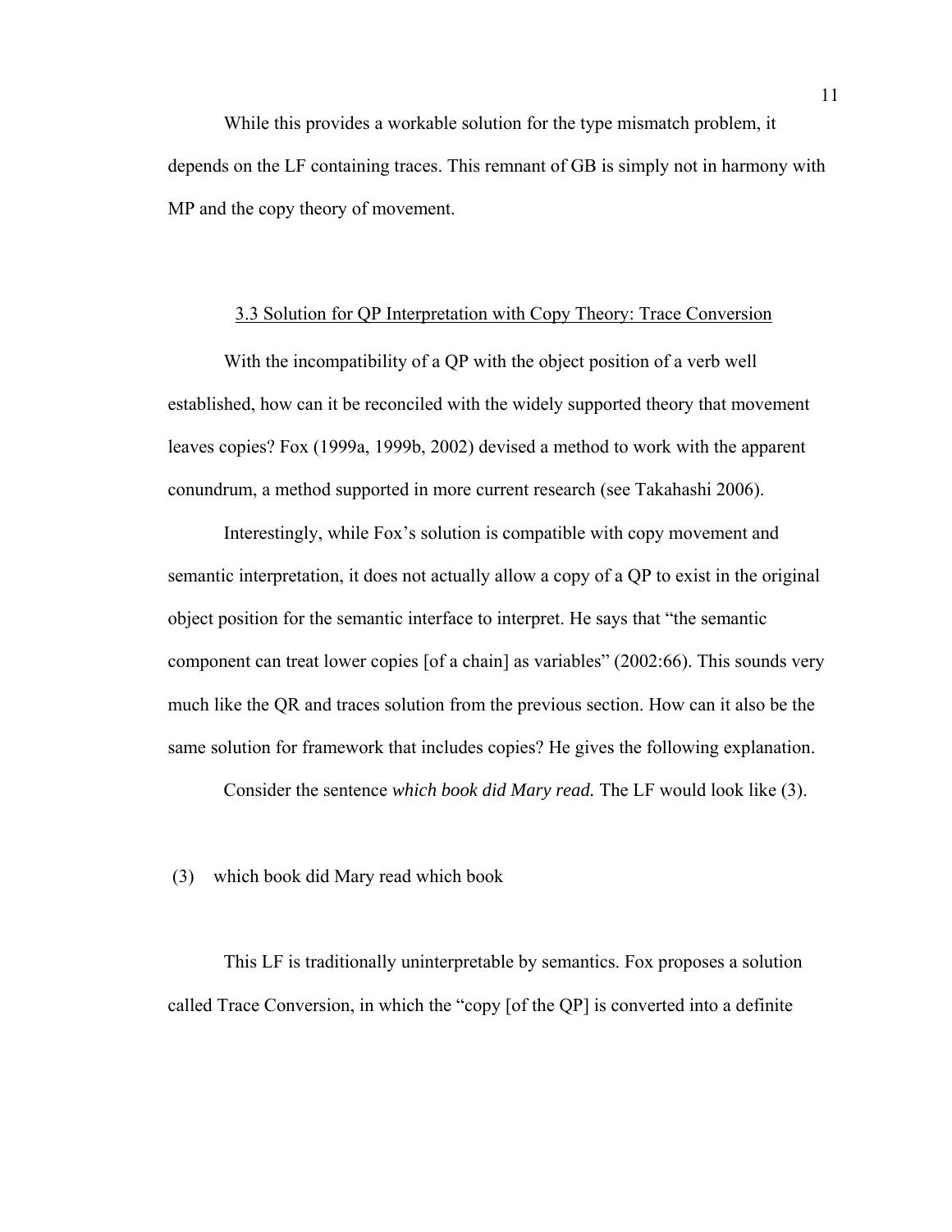While this provides a workable solution for the type mismatch problem, it depends on the LF containing traces. This remnant of GB is simply not in harmony with MP and the copy theory of movement.

### 3.3 Solution for QP Interpretation with Copy Theory: Trace Conversion

With the incompatibility of a QP with the object position of a verb well established, how can it be reconciled with the widely supported theory that movement leaves copies? Fox (1999a, 1999b, 2002) devised a method to work with the apparent conundrum, a method supported in more current research (see Takahashi 2006).

Interestingly, while Fox's solution is compatible with copy movement and semantic interpretation, it does not actually allow a copy of a QP to exist in the original object position for the semantic interface to interpret. He says that "the semantic component can treat lower copies [of a chain] as variables" (2002:66). This sounds very much like the QR and traces solution from the previous section. How can it also be the same solution for framework that includes copies? He gives the following explanation.

Consider the sentence *which book did Mary read.* The LF would look like (3).

(3) which book did Mary read which book

This LF is traditionally uninterpretable by semantics. Fox proposes a solution called Trace Conversion, in which the "copy [of the QP] is converted into a definite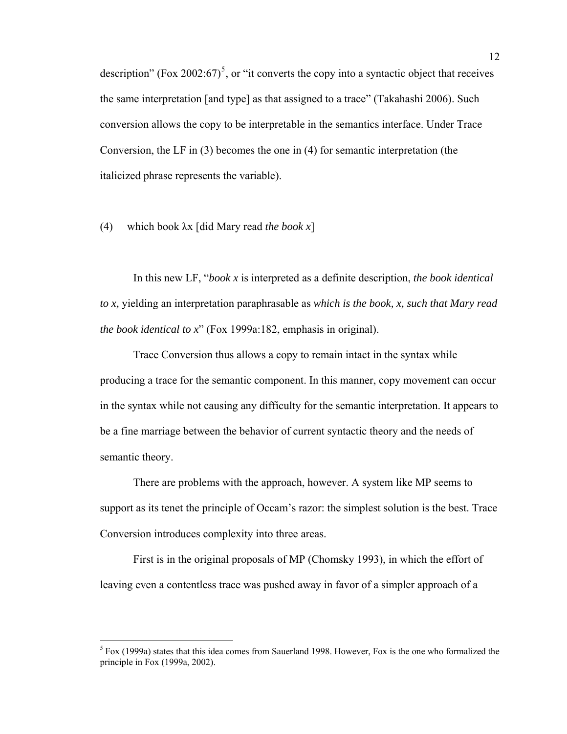description" (Fox 2002:67)[5], or "it converts the copy into a syntactic object that receives the same interpretation [and type] as that assigned to a trace" (Takahashi 2006). Such conversion allows the copy to be interpretable in the semantics interface. Under Trace Conversion, the LF in (3) becomes the one in (4) for semantic interpretation (the italicized phrase represents the variable).

(4) which book λx [did Mary read *the book x*]

In this new LF, "*book x* is interpreted as a definite description, *the book identical to x,* yielding an interpretation paraphrasable as *which is the book, x, such that Mary read the book identical to x*" (Fox 1999a:182, emphasis in original).

Trace Conversion thus allows a copy to remain intact in the syntax while producing a trace for the semantic component. In this manner, copy movement can occur in the syntax while not causing any difficulty for the semantic interpretation. It appears to be a fine marriage between the behavior of current syntactic theory and the needs of semantic theory.

There are problems with the approach, however. A system like MP seems to support as its tenet the principle of Occam's razor: the simplest solution is the best. Trace Conversion introduces complexity into three areas.

First is in the original proposals of MP (Chomsky 1993), in which the effort of leaving even a contentless trace was pushed away in favor of a simpler approach of a

[5] Fox (1999a) states that this idea comes from Sauerland 1998. However, Fox is the one who formalized the principle in Fox (1999a, 2002).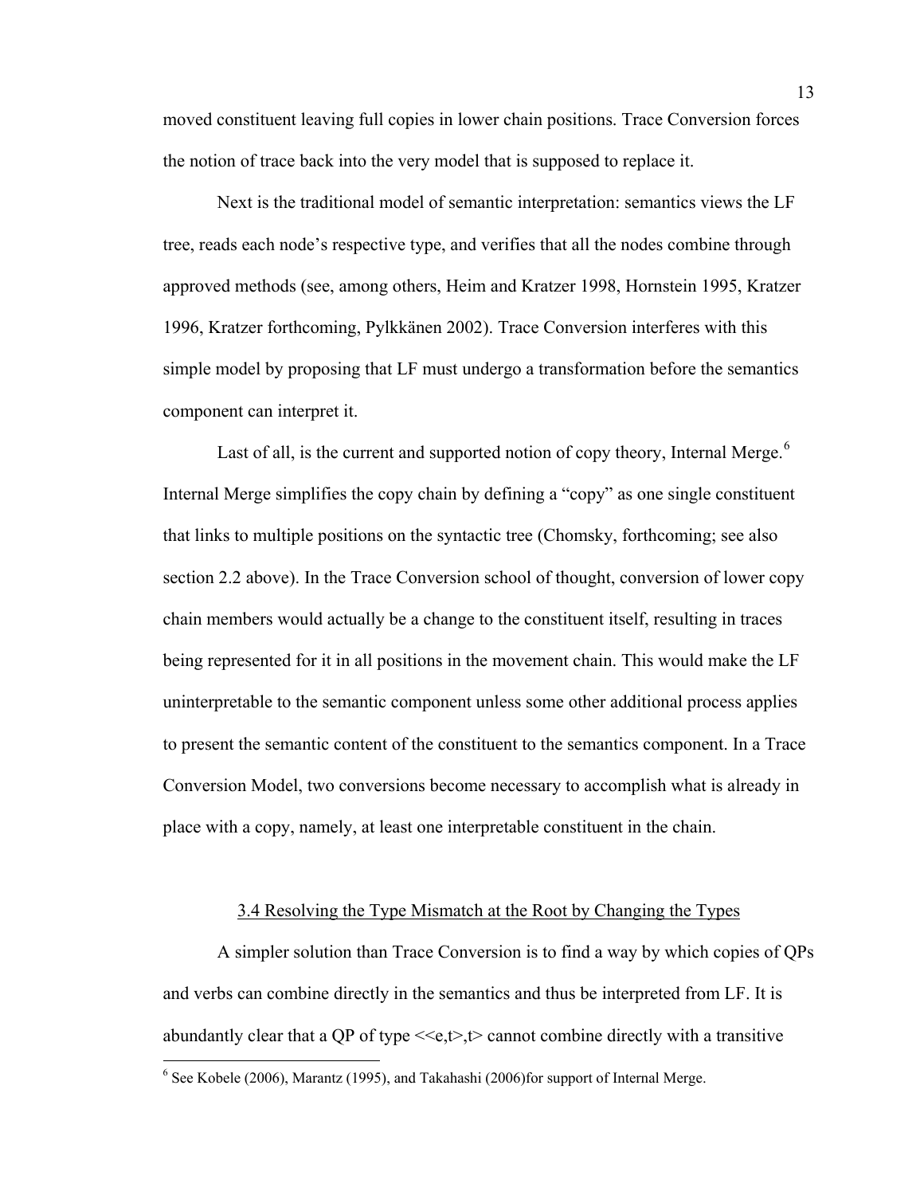moved constituent leaving full copies in lower chain positions. Trace Conversion forces the notion of trace back into the very model that is supposed to replace it.

Next is the traditional model of semantic interpretation: semantics views the LF tree, reads each node's respective type, and verifies that all the nodes combine through approved methods (see, among others, Heim and Kratzer 1998, Hornstein 1995, Kratzer 1996, Kratzer forthcoming, Pylkkänen 2002). Trace Conversion interferes with this simple model by proposing that LF must undergo a transformation before the semantics component can interpret it.

Last of all, is the current and supported notion of copy theory, Internal Merge.[6] Internal Merge simplifies the copy chain by defining a "copy" as one single constituent that links to multiple positions on the syntactic tree (Chomsky, forthcoming; see also section 2.2 above). In the Trace Conversion school of thought, conversion of lower copy chain members would actually be a change to the constituent itself, resulting in traces being represented for it in all positions in the movement chain. This would make the LF uninterpretable to the semantic component unless some other additional process applies to present the semantic content of the constituent to the semantics component. In a Trace Conversion Model, two conversions become necessary to accomplish what is already in place with a copy, namely, at least one interpretable constituent in the chain.

### 3.4 Resolving the Type Mismatch at the Root by Changing the Types

A simpler solution than Trace Conversion is to find a way by which copies of QPs and verbs can combine directly in the semantics and thus be interpreted from LF. It is abundantly clear that a QP of type $<<e,t>,t>$ cannot combine directly with a transitive

[6] See Kobele (2006), Marantz (1995), and Takahashi (2006)for support of Internal Merge.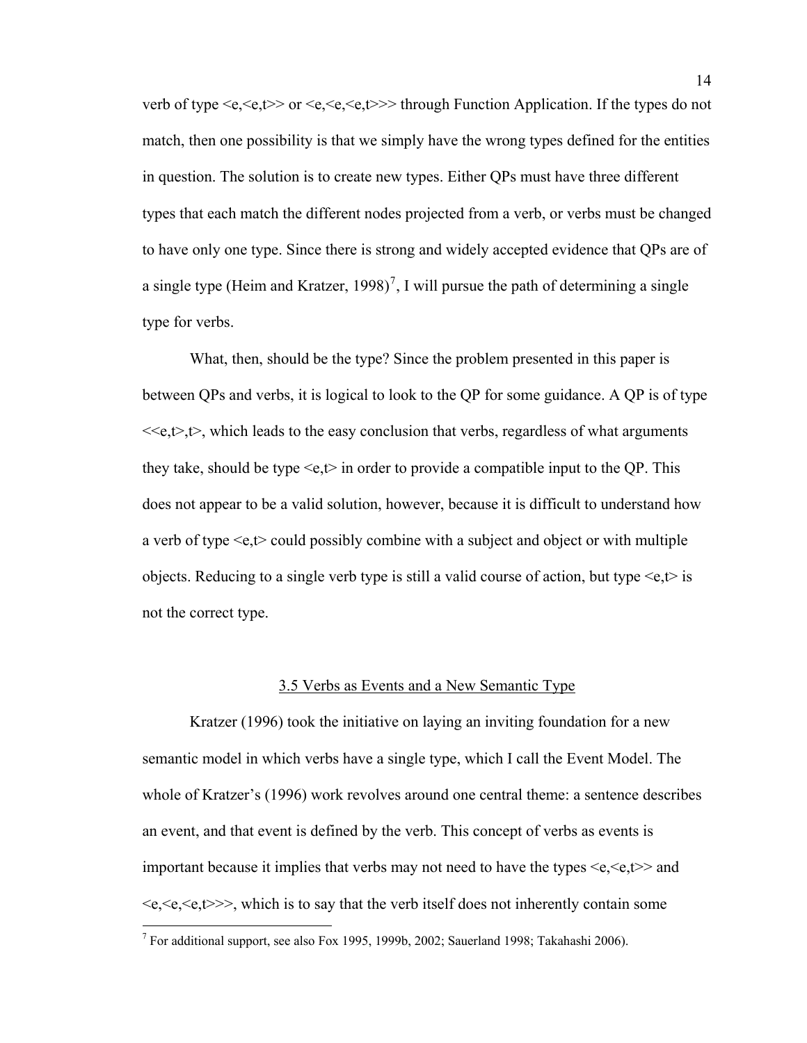verb of type <e,<e,t>> or <e,<e,<e,t>>> through Function Application. If the types do not match, then one possibility is that we simply have the wrong types defined for the entities in question. The solution is to create new types. Either QPs must have three different types that each match the different nodes projected from a verb, or verbs must be changed to have only one type. Since there is strong and widely accepted evidence that QPs are of a single type (Heim and Kratzer, 1998)[7], I will pursue the path of determining a single type for verbs.

What, then, should be the type? Since the problem presented in this paper is between QPs and verbs, it is logical to look to the QP for some guidance. A QP is of type <<e,t>,t>, which leads to the easy conclusion that verbs, regardless of what arguments they take, should be type <e,t> in order to provide a compatible input to the QP. This does not appear to be a valid solution, however, because it is difficult to understand how a verb of type <e,t> could possibly combine with a subject and object or with multiple objects. Reducing to a single verb type is still a valid course of action, but type <e,t> is not the correct type.

### 3.5 Verbs as Events and a New Semantic Type

Kratzer (1996) took the initiative on laying an inviting foundation for a new semantic model in which verbs have a single type, which I call the Event Model. The whole of Kratzer's (1996) work revolves around one central theme: a sentence describes an event, and that event is defined by the verb. This concept of verbs as events is important because it implies that verbs may not need to have the types <e,<e,t>> and <e,<e,<e,t>>>, which is to say that the verb itself does not inherently contain some

[7] For additional support, see also Fox 1995, 1999b, 2002; Sauerland 1998; Takahashi 2006).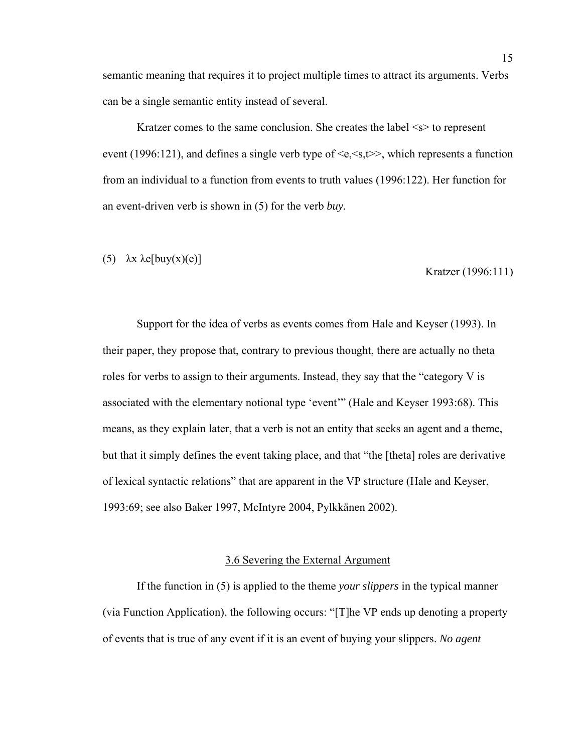semantic meaning that requires it to project multiple times to attract its arguments. Verbs can be a single semantic entity instead of several.

Kratzer comes to the same conclusion. She creates the label <s> to represent event (1996:121), and defines a single verb type of <e,<s,t>>, which represents a function from an individual to a function from events to truth values (1996:122). Her function for an event-driven verb is shown in (5) for the verb *buy.*

(5) $\lambda x\ \lambda e[\text{buy}(x)(e)]$

Kratzer (1996:111)

Support for the idea of verbs as events comes from Hale and Keyser (1993). In their paper, they propose that, contrary to previous thought, there are actually no theta roles for verbs to assign to their arguments. Instead, they say that the "category V is associated with the elementary notional type 'event'" (Hale and Keyser 1993:68). This means, as they explain later, that a verb is not an entity that seeks an agent and a theme, but that it simply defines the event taking place, and that "the [theta] roles are derivative of lexical syntactic relations" that are apparent in the VP structure (Hale and Keyser, 1993:69; see also Baker 1997, McIntyre 2004, Pylkkänen 2002).

### 3.6 Severing the External Argument

If the function in (5) is applied to the theme *your slippers* in the typical manner (via Function Application), the following occurs: "[T]he VP ends up denoting a property of events that is true of any event if it is an event of buying your slippers. *No agent*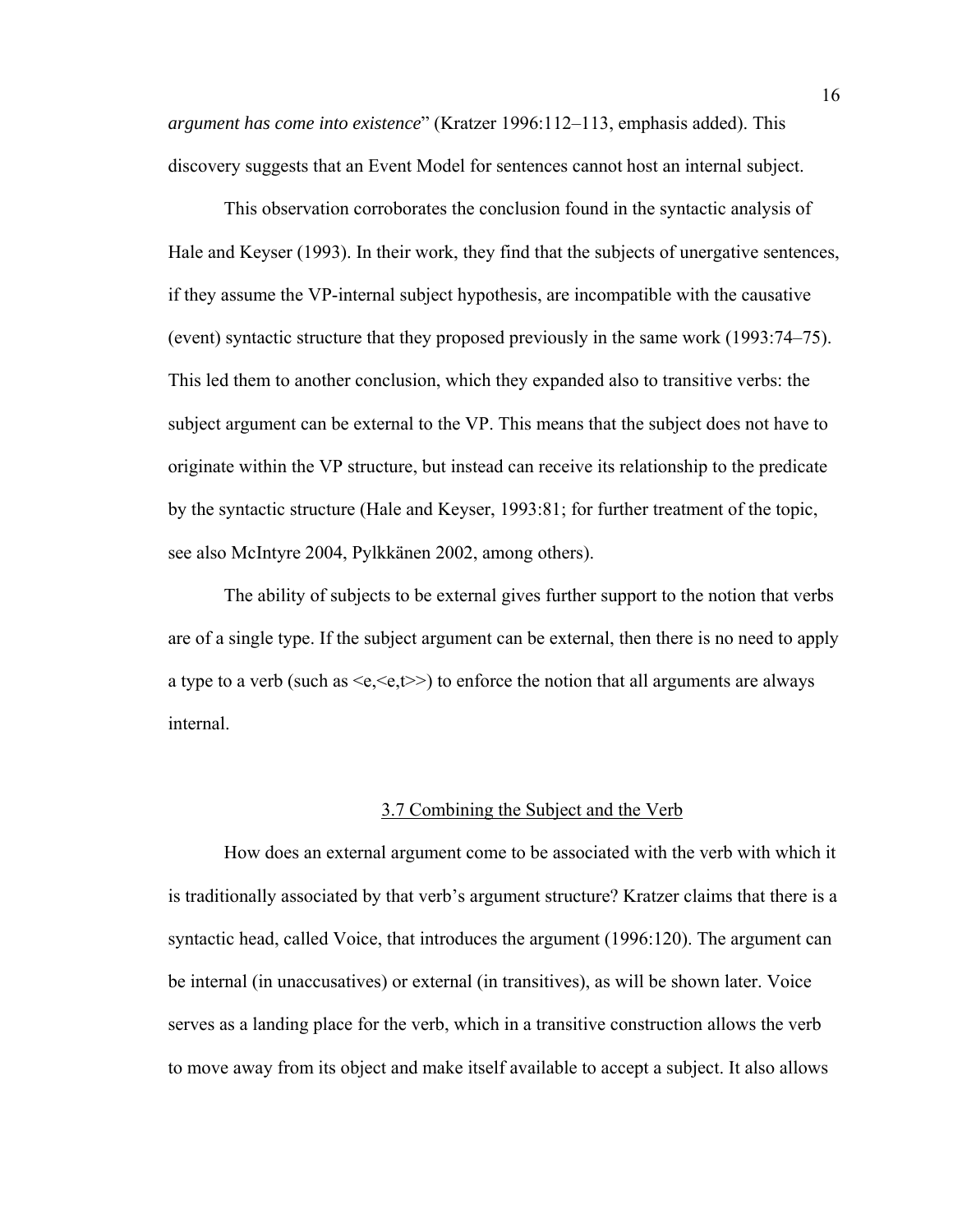*argument has come into existence*" (Kratzer 1996:112–113, emphasis added). This discovery suggests that an Event Model for sentences cannot host an internal subject.

This observation corroborates the conclusion found in the syntactic analysis of Hale and Keyser (1993). In their work, they find that the subjects of unergative sentences, if they assume the VP-internal subject hypothesis, are incompatible with the causative (event) syntactic structure that they proposed previously in the same work (1993:74–75). This led them to another conclusion, which they expanded also to transitive verbs: the subject argument can be external to the VP. This means that the subject does not have to originate within the VP structure, but instead can receive its relationship to the predicate by the syntactic structure (Hale and Keyser, 1993:81; for further treatment of the topic, see also McIntyre 2004, Pylkkänen 2002, among others).

The ability of subjects to be external gives further support to the notion that verbs are of a single type. If the subject argument can be external, then there is no need to apply a type to a verb (such as <e,<e,t>>) to enforce the notion that all arguments are always internal.

## 3.7 Combining the Subject and the Verb

How does an external argument come to be associated with the verb with which it is traditionally associated by that verb's argument structure? Kratzer claims that there is a syntactic head, called Voice, that introduces the argument (1996:120). The argument can be internal (in unaccusatives) or external (in transitives), as will be shown later. Voice serves as a landing place for the verb, which in a transitive construction allows the verb to move away from its object and make itself available to accept a subject. It also allows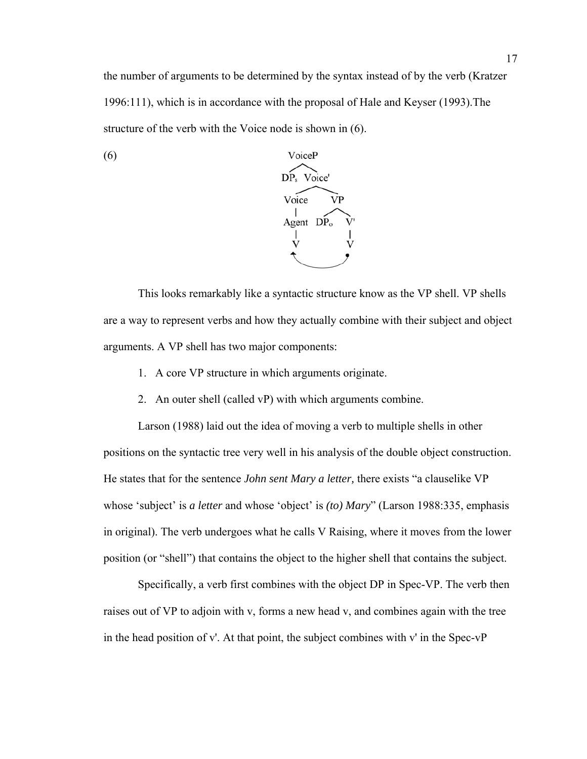the number of arguments to be determined by the syntax instead of by the verb (Kratzer 1996:111), which is in accordance with the proposal of Hale and Keyser (1993).The structure of the verb with the Voice node is shown in (6).

(6)

```
        VoiceP
       /      \
    DPs      Voice'
            /      \
        Voice       VP
          |        /  \
        Agent    DPo   V'
          |             |
          V             V
          ^-------------•
```

This looks remarkably like a syntactic structure know as the VP shell. VP shells are a way to represent verbs and how they actually combine with their subject and object arguments. A VP shell has two major components:

1. A core VP structure in which arguments originate.
2. An outer shell (called vP) with which arguments combine.

Larson (1988) laid out the idea of moving a verb to multiple shells in other positions on the syntactic tree very well in his analysis of the double object construction. He states that for the sentence *John sent Mary a letter,* there exists "a clauselike VP whose 'subject' is ***a letter*** and whose 'object' is ***(to) Mary***" (Larson 1988:335, emphasis in original). The verb undergoes what he calls V Raising, where it moves from the lower position (or "shell") that contains the object to the higher shell that contains the subject.

Specifically, a verb first combines with the object DP in Spec-VP. The verb then raises out of VP to adjoin with v, forms a new head v, and combines again with the tree in the head position of v'. At that point, the subject combines with v' in the Spec-vP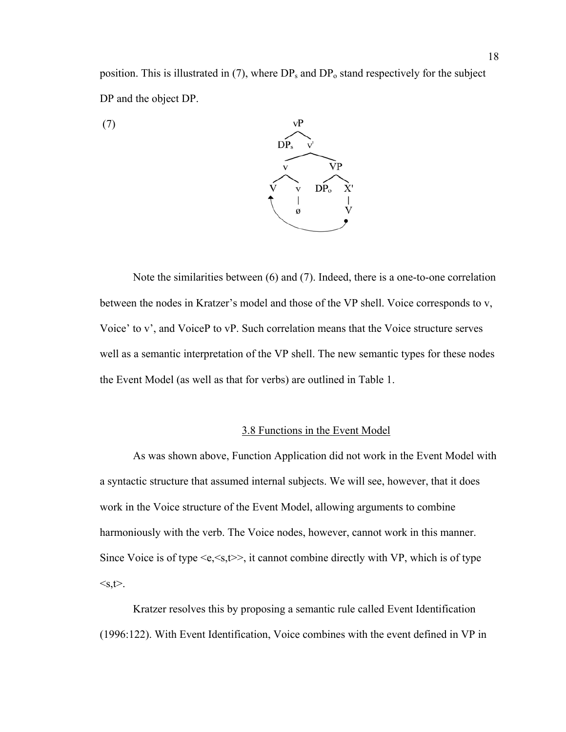position. This is illustrated in (7), where $DP_s$ and $DP_o$ stand respectively for the subject DP and the object DP.

(7)

```
            vP
           /  \
        DPs    v'
              /   \
             v     VP
            / \    /  \
           V   v  DPo  X'
           ↑   |        |
           |   ø        V
           |____________•
```

Note the similarities between (6) and (7). Indeed, there is a one-to-one correlation between the nodes in Kratzer's model and those of the VP shell. Voice corresponds to v, Voice' to v', and VoiceP to vP. Such correlation means that the Voice structure serves well as a semantic interpretation of the VP shell. The new semantic types for these nodes the Event Model (as well as that for verbs) are outlined in Table 1.

## 3.8 Functions in the Event Model

As was shown above, Function Application did not work in the Event Model with a syntactic structure that assumed internal subjects. We will see, however, that it does work in the Voice structure of the Event Model, allowing arguments to combine harmoniously with the verb. The Voice nodes, however, cannot work in this manner. Since Voice is of type <e,<s,t>>, it cannot combine directly with VP, which is of type <s,t>.

Kratzer resolves this by proposing a semantic rule called Event Identification (1996:122). With Event Identification, Voice combines with the event defined in VP in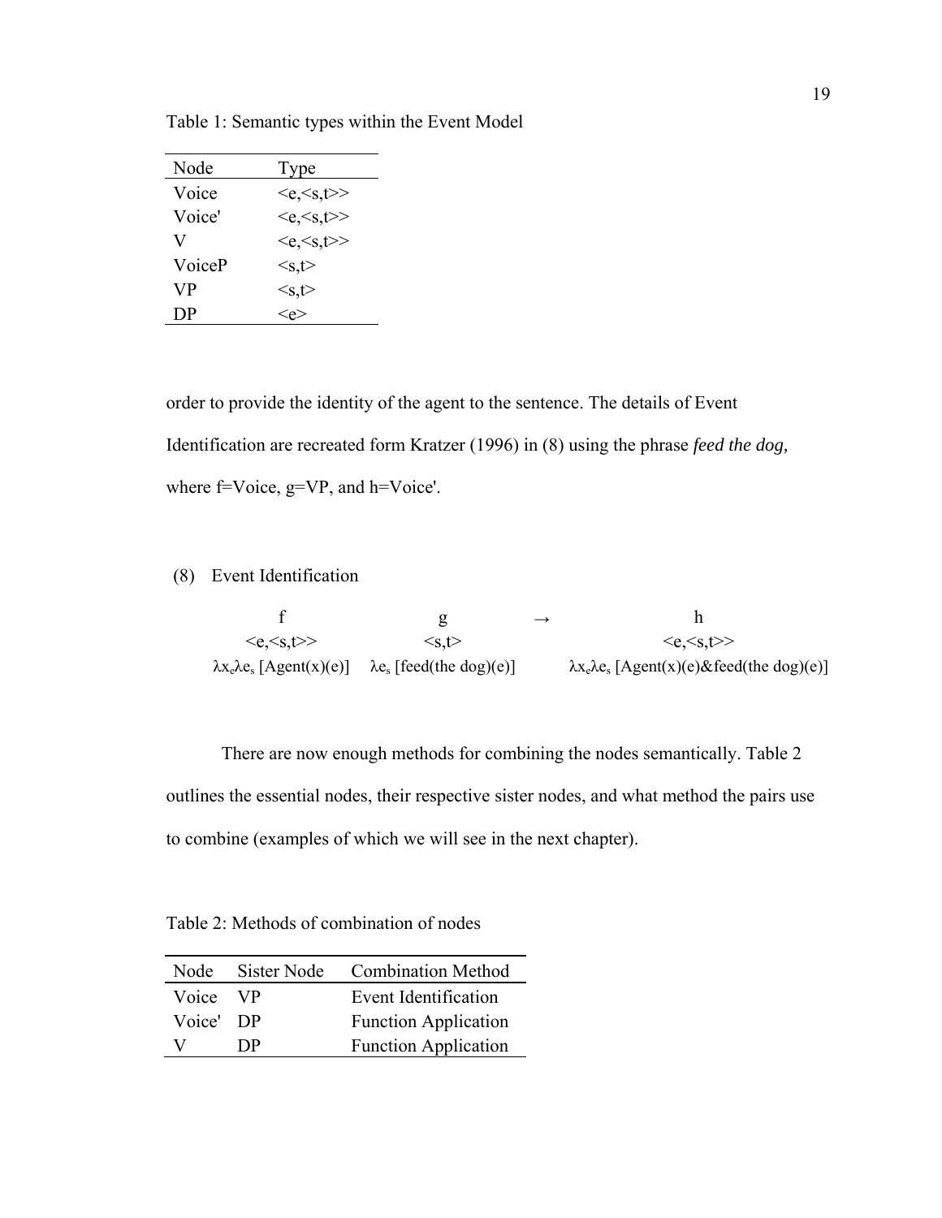Table 1: Semantic types within the Event Model

| Node | Type |
|---|---|
| Voice | <e,<s,t>> |
| Voice' | <e,<s,t>> |
| V | <e,<s,t>> |
| VoiceP | <s,t> |
| VP | <s,t> |
| DP | <e> |

order to provide the identity of the agent to the sentence. The details of Event Identification are recreated form Kratzer (1996) in (8) using the phrase *feed the dog,* where f=Voice, g=VP, and h=Voice'.

(8) Event Identification

| f | g | → | h |
|---|---|---|---|
| <e,<s,t>> | <s,t> | | <e,<s,t>> |
| $\lambda x_e \lambda e_s$ [Agent(x)(e)] | $\lambda e_s$ [feed(the dog)(e)] | | $\lambda x_e \lambda e_s$ [Agent(x)(e)&feed(the dog)(e)] |

There are now enough methods for combining the nodes semantically. Table 2 outlines the essential nodes, their respective sister nodes, and what method the pairs use to combine (examples of which we will see in the next chapter).

Table 2: Methods of combination of nodes

| Node | Sister Node | Combination Method |
|---|---|---|
| Voice | VP | Event Identification |
| Voice' | DP | Function Application |
| V | DP | Function Application |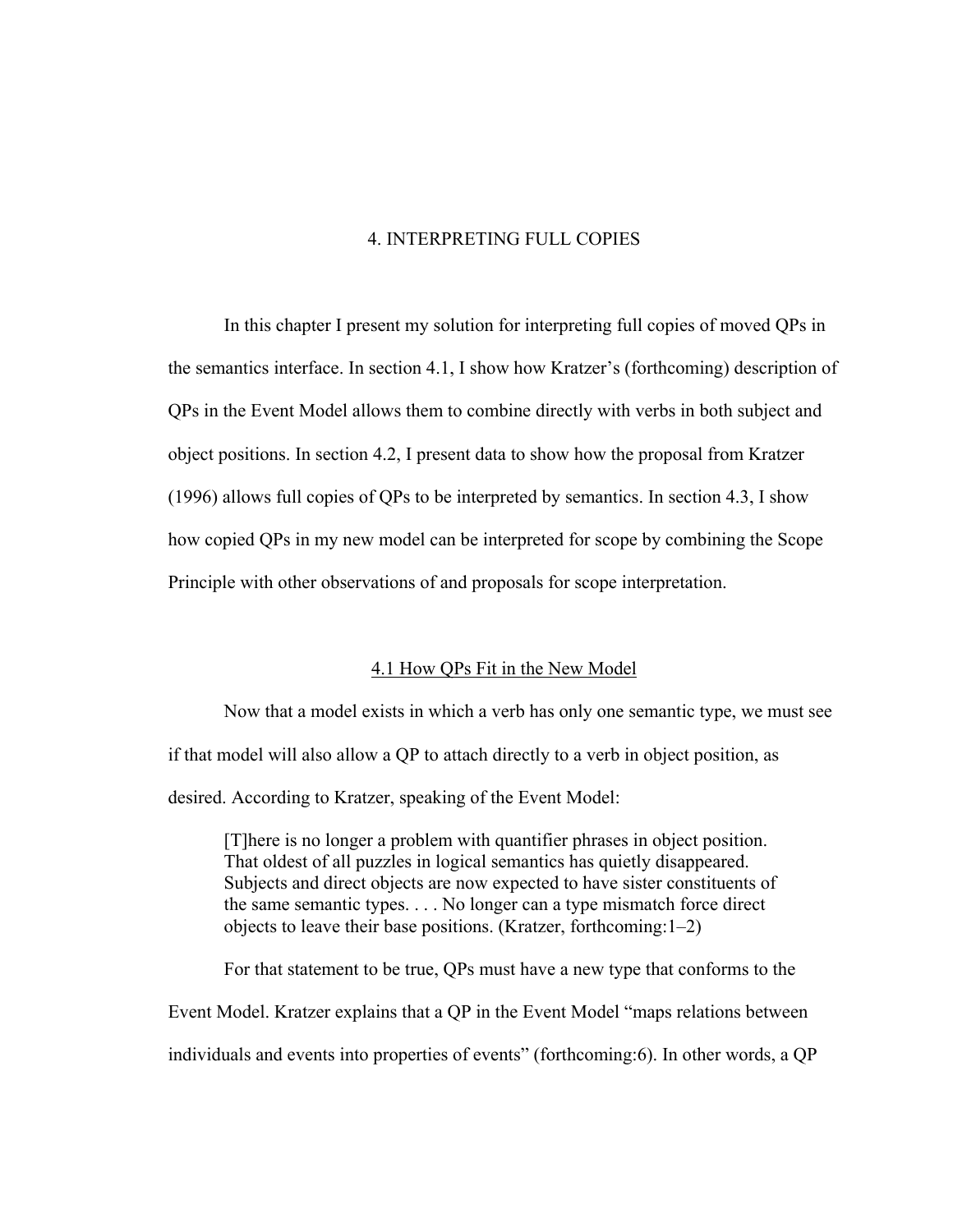# 4. INTERPRETING FULL COPIES

In this chapter I present my solution for interpreting full copies of moved QPs in the semantics interface. In section 4.1, I show how Kratzer's (forthcoming) description of QPs in the Event Model allows them to combine directly with verbs in both subject and object positions. In section 4.2, I present data to show how the proposal from Kratzer (1996) allows full copies of QPs to be interpreted by semantics. In section 4.3, I show how copied QPs in my new model can be interpreted for scope by combining the Scope Principle with other observations of and proposals for scope interpretation.

## 4.1 How QPs Fit in the New Model

Now that a model exists in which a verb has only one semantic type, we must see if that model will also allow a QP to attach directly to a verb in object position, as desired. According to Kratzer, speaking of the Event Model:

> [T]here is no longer a problem with quantifier phrases in object position. That oldest of all puzzles in logical semantics has quietly disappeared. Subjects and direct objects are now expected to have sister constituents of the same semantic types. . . . No longer can a type mismatch force direct objects to leave their base positions. (Kratzer, forthcoming:1–2)

For that statement to be true, QPs must have a new type that conforms to the Event Model. Kratzer explains that a QP in the Event Model "maps relations between individuals and events into properties of events" (forthcoming:6). In other words, a QP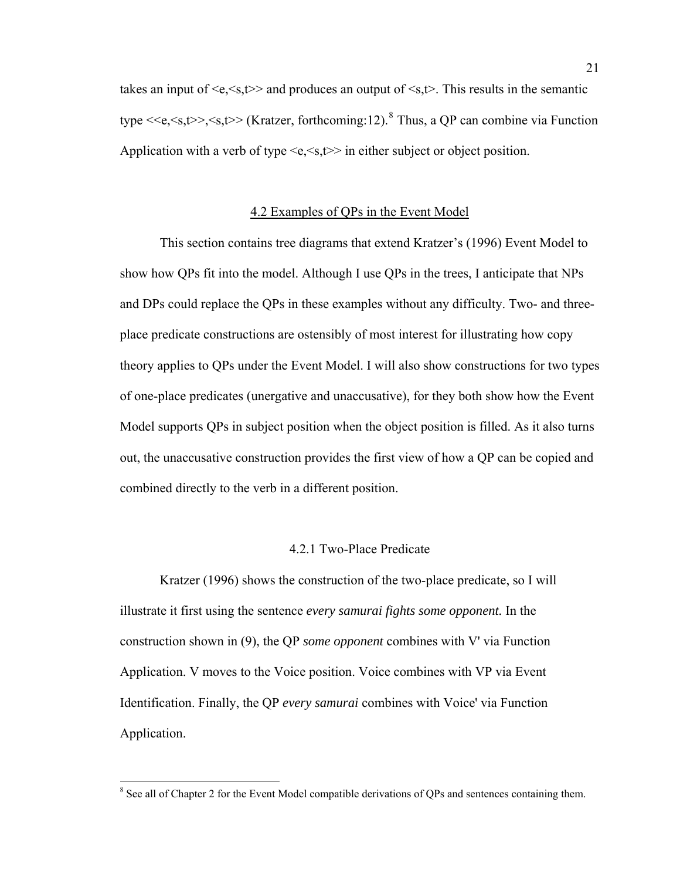takes an input of <e,<s,t>> and produces an output of <s,t>. This results in the semantic type <<e,<s,t>>,<s,t>> (Kratzer, forthcoming:12).[8] Thus, a QP can combine via Function Application with a verb of type <e,<s,t>> in either subject or object position.

### 4.2 Examples of QPs in the Event Model

This section contains tree diagrams that extend Kratzer's (1996) Event Model to show how QPs fit into the model. Although I use QPs in the trees, I anticipate that NPs and DPs could replace the QPs in these examples without any difficulty. Two- and three-place predicate constructions are ostensibly of most interest for illustrating how copy theory applies to QPs under the Event Model. I will also show constructions for two types of one-place predicates (unergative and unaccusative), for they both show how the Event Model supports QPs in subject position when the object position is filled. As it also turns out, the unaccusative construction provides the first view of how a QP can be copied and combined directly to the verb in a different position.

#### 4.2.1 Two-Place Predicate

Kratzer (1996) shows the construction of the two-place predicate, so I will illustrate it first using the sentence *every samurai fights some opponent.* In the construction shown in (9), the QP *some opponent* combines with V' via Function Application. V moves to the Voice position. Voice combines with VP via Event Identification. Finally, the QP *every samurai* combines with Voice' via Function Application.

---

[8] See all of Chapter 2 for the Event Model compatible derivations of QPs and sentences containing them.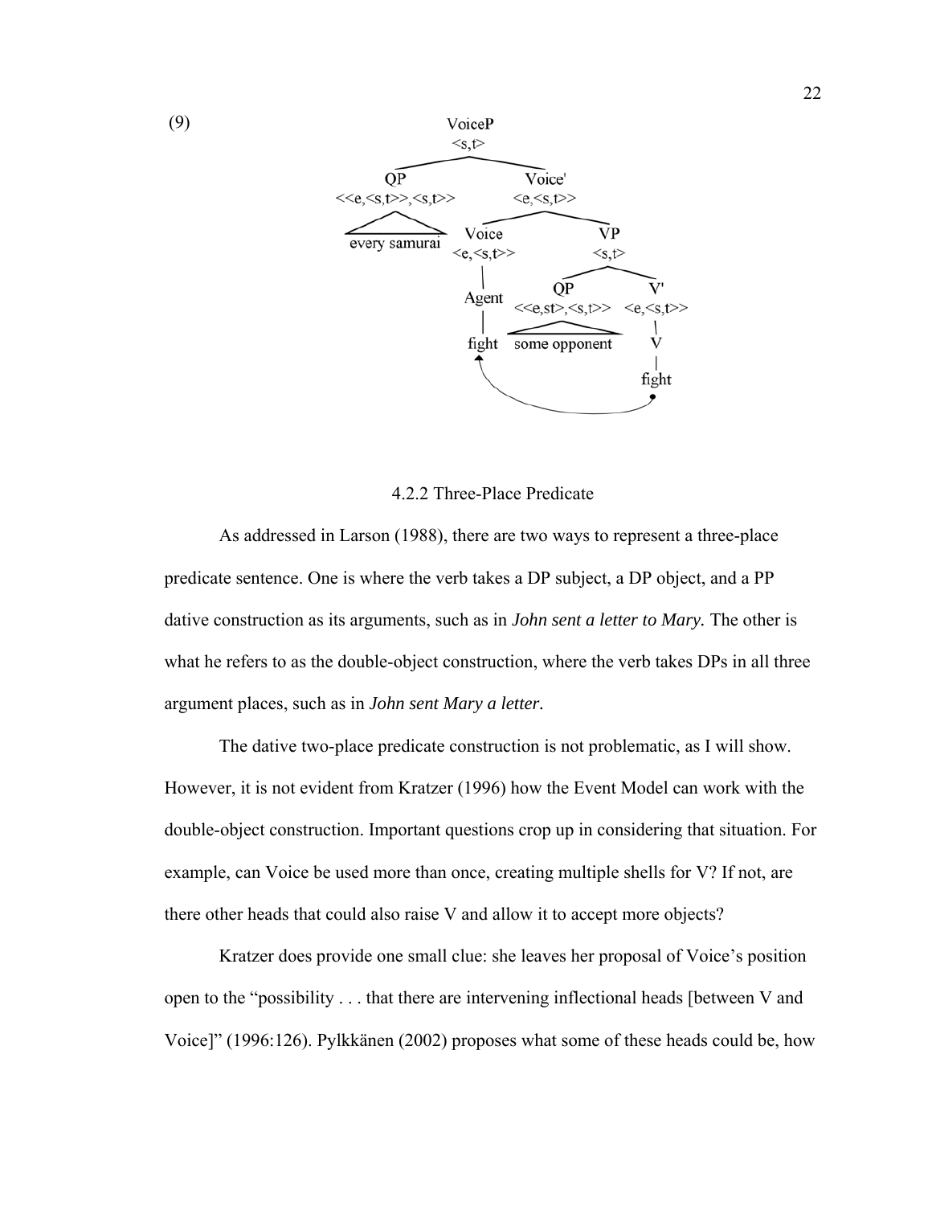(9)

```
                         VoiceP
                         <s,t>
              ___________|___________
             |                       |
            QP                     Voice'
   <<e,<s,t>>,<s,t>>             <e,<s,t>>
           /\                ________|________
    every samurai           |                 |
                          Voice               VP
                        <e,<s,t>>            <s,t>
                            |          _______|_______
                          Agent       |               |
                            |         QP              V'
                          fight  <<e,st>,<s,t>>   <e,<s,t>>
                            ^         /\              |
                            |    some opponent        V
                            |                         |
                            |                       fight
                            |_________________________|
```

### 4.2.2 Three-Place Predicate

As addressed in Larson (1988), there are two ways to represent a three-place predicate sentence. One is where the verb takes a DP subject, a DP object, and a PP dative construction as its arguments, such as in *John sent a letter to Mary.* The other is what he refers to as the double-object construction, where the verb takes DPs in all three argument places, such as in *John sent Mary a letter.*

The dative two-place predicate construction is not problematic, as I will show. However, it is not evident from Kratzer (1996) how the Event Model can work with the double-object construction. Important questions crop up in considering that situation. For example, can Voice be used more than once, creating multiple shells for V? If not, are there other heads that could also raise V and allow it to accept more objects?

Kratzer does provide one small clue: she leaves her proposal of Voice's position open to the "possibility . . . that there are intervening inflectional heads [between V and Voice]" (1996:126). Pylkkänen (2002) proposes what some of these heads could be, how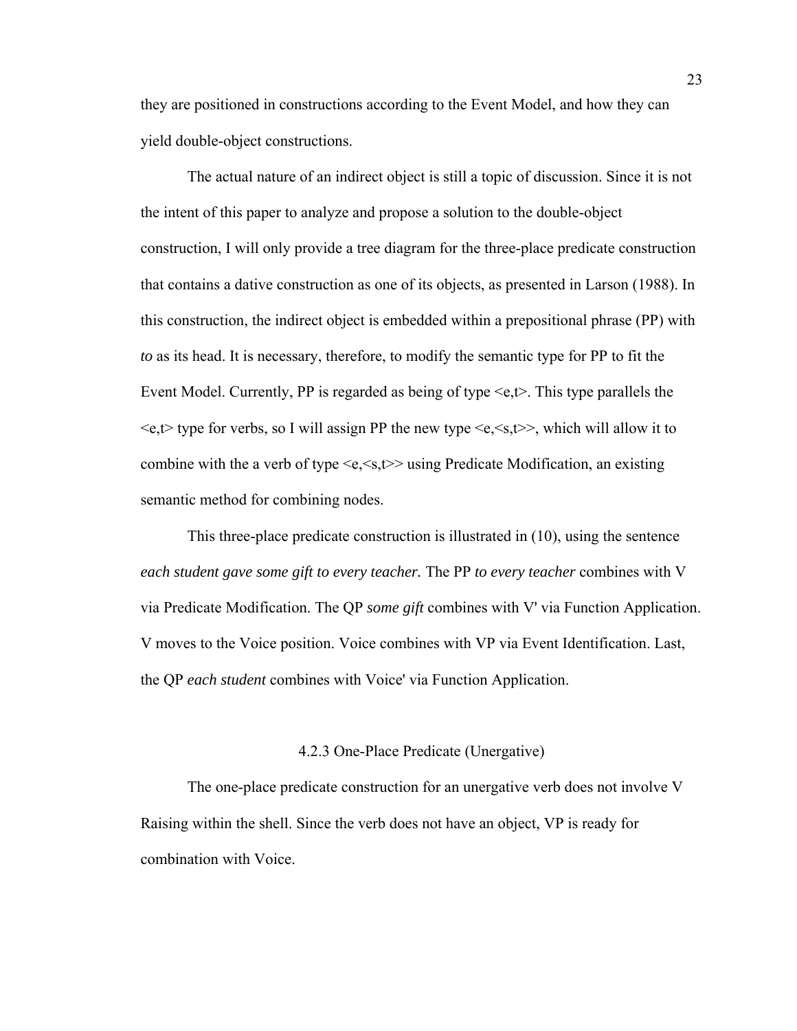they are positioned in constructions according to the Event Model, and how they can yield double-object constructions.

The actual nature of an indirect object is still a topic of discussion. Since it is not the intent of this paper to analyze and propose a solution to the double-object construction, I will only provide a tree diagram for the three-place predicate construction that contains a dative construction as one of its objects, as presented in Larson (1988). In this construction, the indirect object is embedded within a prepositional phrase (PP) with *to* as its head. It is necessary, therefore, to modify the semantic type for PP to fit the Event Model. Currently, PP is regarded as being of type <e,t>. This type parallels the <e,t> type for verbs, so I will assign PP the new type <e,<s,t>>, which will allow it to combine with the a verb of type <e,<s,t>> using Predicate Modification, an existing semantic method for combining nodes.

This three-place predicate construction is illustrated in (10), using the sentence *each student gave some gift to every teacher.* The PP *to every teacher* combines with V via Predicate Modification. The QP *some gift* combines with V' via Function Application. V moves to the Voice position. Voice combines with VP via Event Identification. Last, the QP *each student* combines with Voice' via Function Application.

### 4.2.3 One-Place Predicate (Unergative)

The one-place predicate construction for an unergative verb does not involve V Raising within the shell. Since the verb does not have an object, VP is ready for combination with Voice.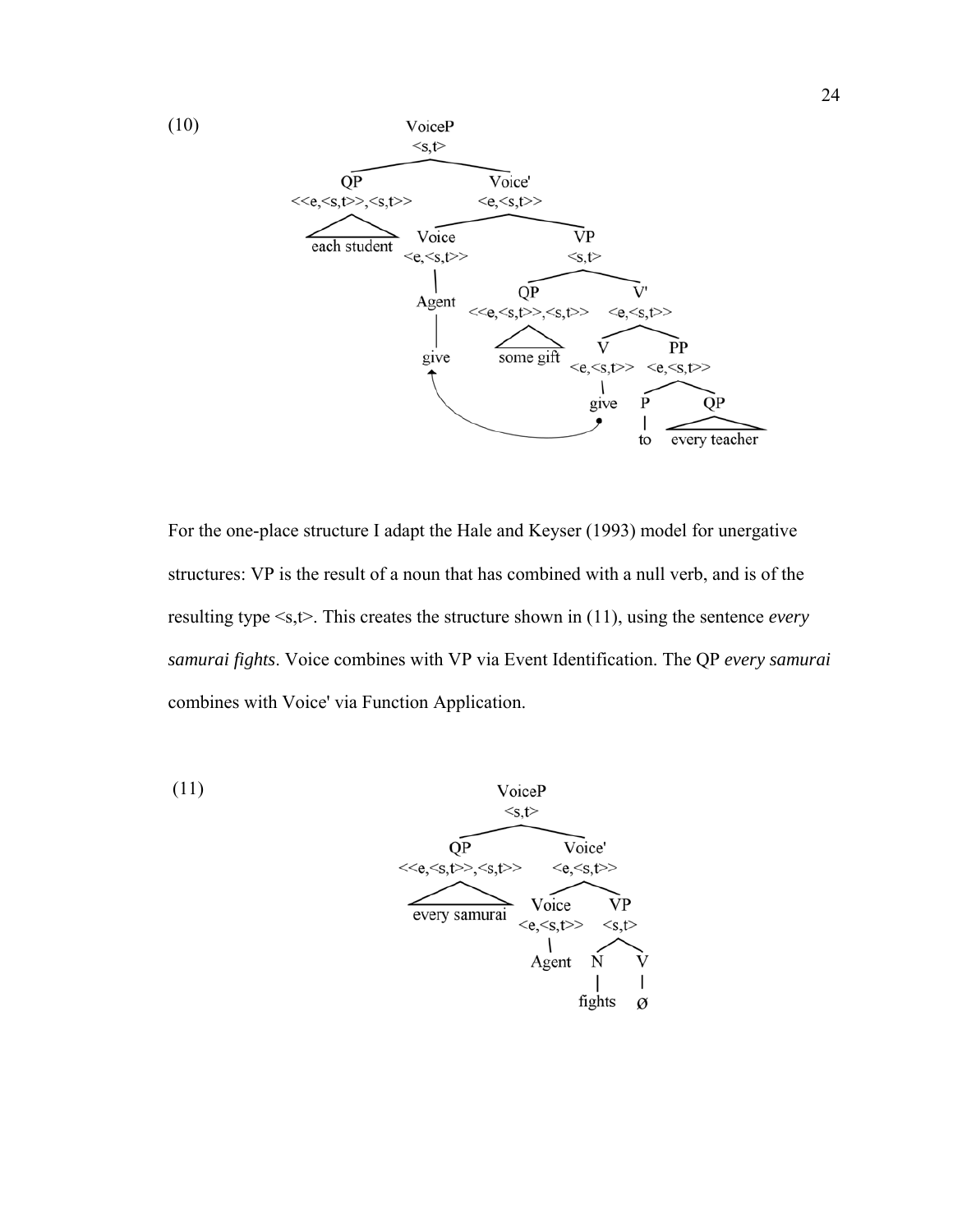(10)

```
                    VoiceP
                    <s,t>
          ___________|___________
         QP                    Voice'
  <<e,<s,t>>,<s,t>>          <e,<s,t>>
    each student        _______|_______
                      Voice            VP
                    <e,<s,t>>         <s,t>
                       |         ______|______
                     Agent      QP            V'
                       |  <<e,<s,t>>,<s,t>> <e,<s,t>>
                     give    some gift    ____|____
                                          V        PP
                                      <e,<s,t>> <e,<s,t>>
                                          |      __|__
                                        give    P     QP
                                                |
                                               to  every teacher
```

For the one-place structure I adapt the Hale and Keyser (1993) model for unergative structures: VP is the result of a noun that has combined with a null verb, and is of the resulting type <s,t>. This creates the structure shown in (11), using the sentence *every samurai fights*. Voice combines with VP via Event Identification. The QP *every samurai* combines with Voice' via Function Application.

(11)

```
                    VoiceP
                    <s,t>
          ___________|___________
         QP                    Voice'
  <<e,<s,t>>,<s,t>>          <e,<s,t>>
   every samurai        _______|_______
                      Voice            VP
                    <e,<s,t>>         <s,t>
                       |            ___|___
                     Agent          N      V
                                    |      |
                                  fights   ø
```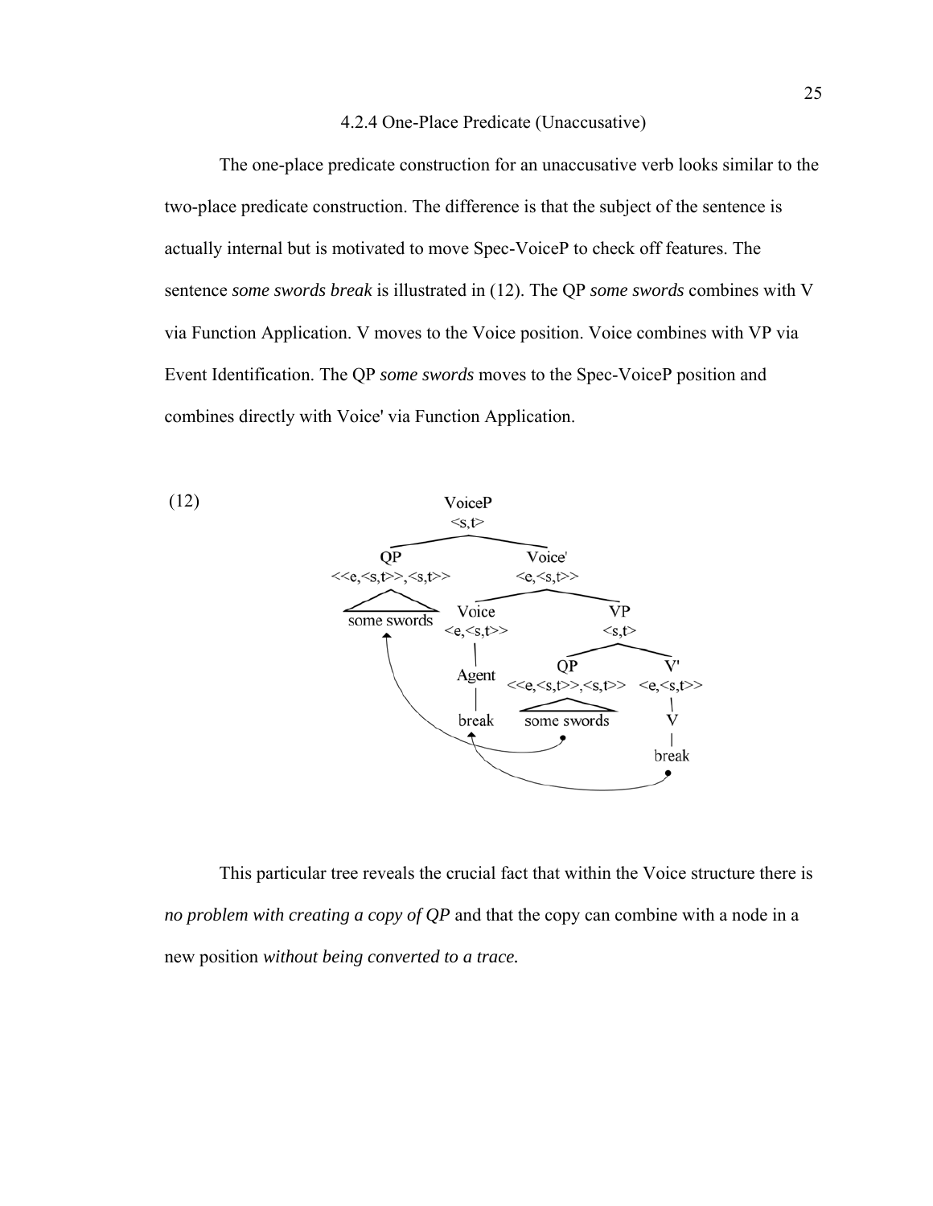### 4.2.4 One-Place Predicate (Unaccusative)

The one-place predicate construction for an unaccusative verb looks similar to the two-place predicate construction. The difference is that the subject of the sentence is actually internal but is motivated to move Spec-VoiceP to check off features. The sentence *some swords break* is illustrated in (12). The QP *some swords* combines with V via Function Application. V moves to the Voice position. Voice combines with VP via Event Identification. The QP *some swords* moves to the Spec-VoiceP position and combines directly with Voice' via Function Application.

(12)

```
VoiceP <s,t>
├── QP <<e,<s,t>>,<s,t>>
│   └── some swords   ←────────────────────────┐
└── Voice' <e,<s,t>>                            │
    ├── Voice <e,<s,t>>                         │
    │   └── Agent                               │
    │       └── break   ←──────────────┐        │
    └── VP <s,t>                       │        │
        ├── QP <<e,<s,t>>,<s,t>>       │        │
        │   └── some swords ───────────┼────────┘
        └── V' <e,<s,t>>               │
            └── V                      │
                └── break ─────────────┘
```

This particular tree reveals the crucial fact that within the Voice structure there is *no problem with creating a copy of QP* and that the copy can combine with a node in a new position *without being converted to a trace.*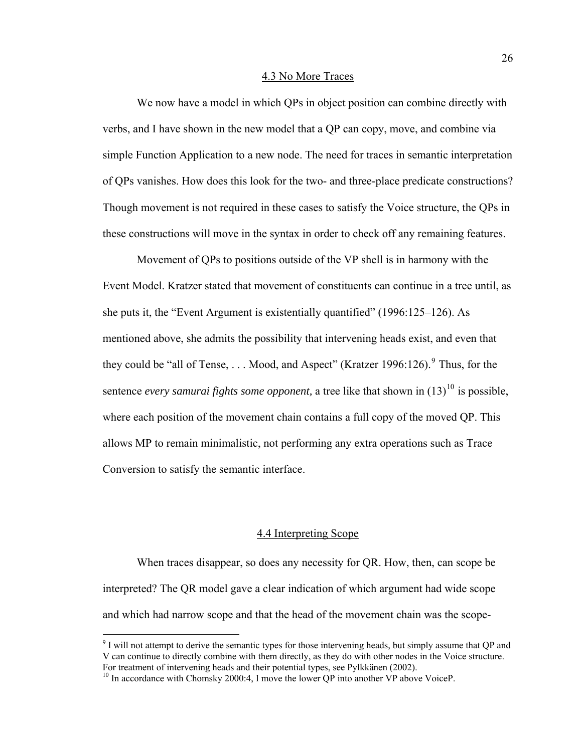## 4.3 No More Traces

We now have a model in which QPs in object position can combine directly with verbs, and I have shown in the new model that a QP can copy, move, and combine via simple Function Application to a new node. The need for traces in semantic interpretation of QPs vanishes. How does this look for the two- and three-place predicate constructions? Though movement is not required in these cases to satisfy the Voice structure, the QPs in these constructions will move in the syntax in order to check off any remaining features.

Movement of QPs to positions outside of the VP shell is in harmony with the Event Model. Kratzer stated that movement of constituents can continue in a tree until, as she puts it, the "Event Argument is existentially quantified" (1996:125–126). As mentioned above, she admits the possibility that intervening heads exist, and even that they could be "all of Tense, . . . Mood, and Aspect" (Kratzer 1996:126).[9] Thus, for the sentence *every samurai fights some opponent,* a tree like that shown in (13)[10] is possible, where each position of the movement chain contains a full copy of the moved QP. This allows MP to remain minimalistic, not performing any extra operations such as Trace Conversion to satisfy the semantic interface.

## 4.4 Interpreting Scope

When traces disappear, so does any necessity for QR. How, then, can scope be interpreted? The QR model gave a clear indication of which argument had wide scope and which had narrow scope and that the head of the movement chain was the scope-

[9] I will not attempt to derive the semantic types for those intervening heads, but simply assume that QP and V can continue to directly combine with them directly, as they do with other nodes in the Voice structure. For treatment of intervening heads and their potential types, see Pylkkänen (2002).

[10] In accordance with Chomsky 2000:4, I move the lower QP into another VP above VoiceP.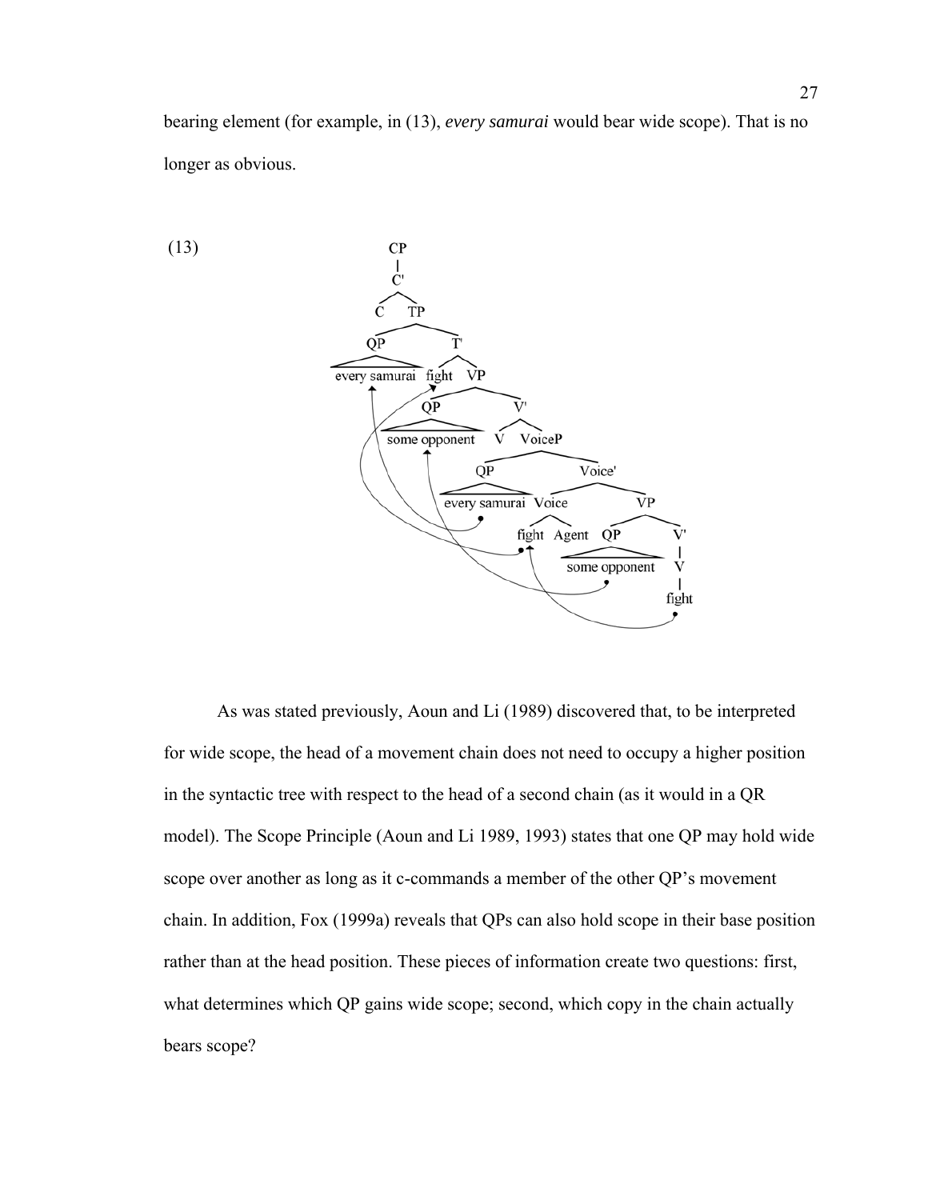bearing element (for example, in (13), *every samurai* would bear wide scope). That is no longer as obvious.

(13)

```
CP
|
C'
├── C
└── TP
    ├── QP: every samurai
    └── T'
        ├── fight
        └── VP
            ├── QP: some opponent
            └── V'
                ├── V
                └── VoiceP
                    ├── QP: every samurai
                    └── Voice'
                        ├── Voice
                        │   ├── fight
                        │   └── Agent
                        └── VP
                            ├── QP: some opponent
                            └── V'
                                └── V
                                    └── fight
```

As was stated previously, Aoun and Li (1989) discovered that, to be interpreted for wide scope, the head of a movement chain does not need to occupy a higher position in the syntactic tree with respect to the head of a second chain (as it would in a QR model). The Scope Principle (Aoun and Li 1989, 1993) states that one QP may hold wide scope over another as long as it c-commands a member of the other QP's movement chain. In addition, Fox (1999a) reveals that QPs can also hold scope in their base position rather than at the head position. These pieces of information create two questions: first, what determines which QP gains wide scope; second, which copy in the chain actually bears scope?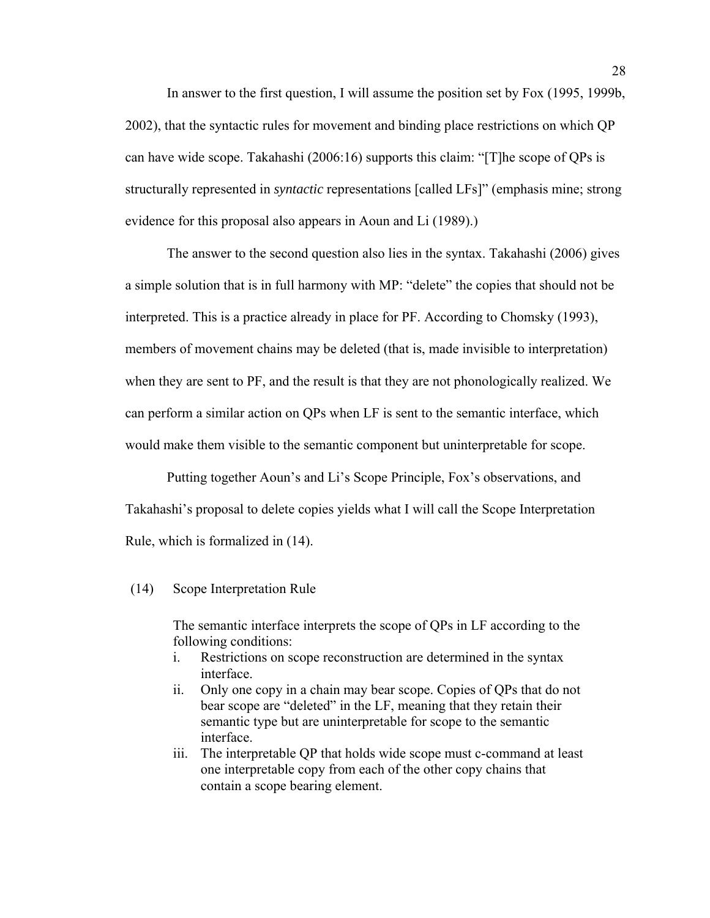In answer to the first question, I will assume the position set by Fox (1995, 1999b, 2002), that the syntactic rules for movement and binding place restrictions on which QP can have wide scope. Takahashi (2006:16) supports this claim: "[T]he scope of QPs is structurally represented in *syntactic* representations [called LFs]" (emphasis mine; strong evidence for this proposal also appears in Aoun and Li (1989).)

The answer to the second question also lies in the syntax. Takahashi (2006) gives a simple solution that is in full harmony with MP: "delete" the copies that should not be interpreted. This is a practice already in place for PF. According to Chomsky (1993), members of movement chains may be deleted (that is, made invisible to interpretation) when they are sent to PF, and the result is that they are not phonologically realized. We can perform a similar action on QPs when LF is sent to the semantic interface, which would make them visible to the semantic component but uninterpretable for scope.

Putting together Aoun's and Li's Scope Principle, Fox's observations, and Takahashi's proposal to delete copies yields what I will call the Scope Interpretation Rule, which is formalized in (14).

(14) Scope Interpretation Rule

The semantic interface interprets the scope of QPs in LF according to the following conditions:

i. Restrictions on scope reconstruction are determined in the syntax interface.
ii. Only one copy in a chain may bear scope. Copies of QPs that do not bear scope are "deleted" in the LF, meaning that they retain their semantic type but are uninterpretable for scope to the semantic interface.
iii. The interpretable QP that holds wide scope must c-command at least one interpretable copy from each of the other copy chains that contain a scope bearing element.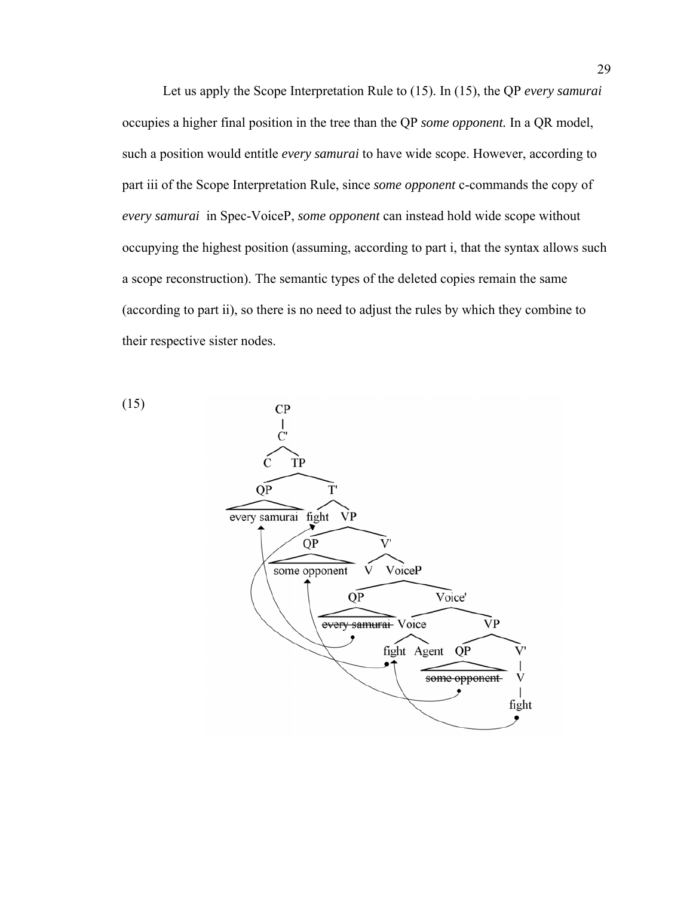Let us apply the Scope Interpretation Rule to (15). In (15), the QP *every samurai* occupies a higher final position in the tree than the QP *some opponent.* In a QR model, such a position would entitle *every samurai* to have wide scope. However, according to part iii of the Scope Interpretation Rule, since *some opponent* c-commands the copy of *every samurai* in Spec-VoiceP, *some opponent* can instead hold wide scope without occupying the highest position (assuming, according to part i, that the syntax allows such a scope reconstruction). The semantic types of the deleted copies remain the same (according to part ii), so there is no need to adjust the rules by which they combine to their respective sister nodes.

(15)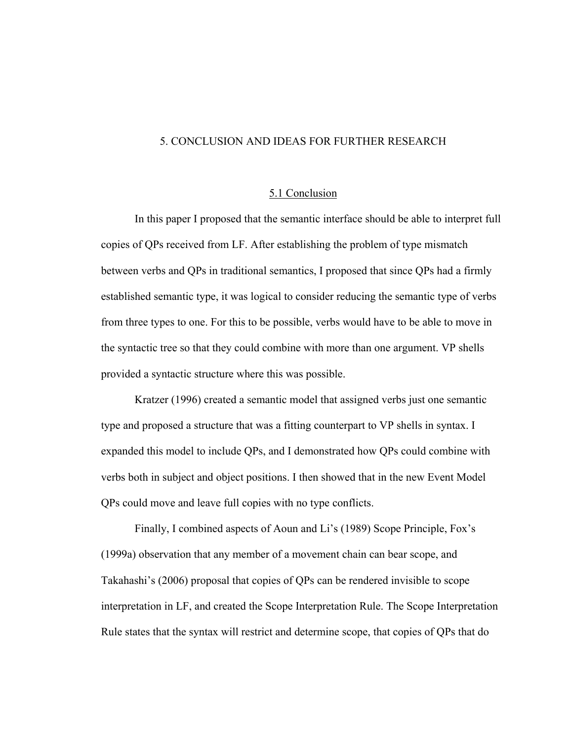# 5. CONCLUSION AND IDEAS FOR FURTHER RESEARCH

## 5.1 Conclusion

In this paper I proposed that the semantic interface should be able to interpret full copies of QPs received from LF. After establishing the problem of type mismatch between verbs and QPs in traditional semantics, I proposed that since QPs had a firmly established semantic type, it was logical to consider reducing the semantic type of verbs from three types to one. For this to be possible, verbs would have to be able to move in the syntactic tree so that they could combine with more than one argument. VP shells provided a syntactic structure where this was possible.

Kratzer (1996) created a semantic model that assigned verbs just one semantic type and proposed a structure that was a fitting counterpart to VP shells in syntax. I expanded this model to include QPs, and I demonstrated how QPs could combine with verbs both in subject and object positions. I then showed that in the new Event Model QPs could move and leave full copies with no type conflicts.

Finally, I combined aspects of Aoun and Li's (1989) Scope Principle, Fox's (1999a) observation that any member of a movement chain can bear scope, and Takahashi's (2006) proposal that copies of QPs can be rendered invisible to scope interpretation in LF, and created the Scope Interpretation Rule. The Scope Interpretation Rule states that the syntax will restrict and determine scope, that copies of QPs that do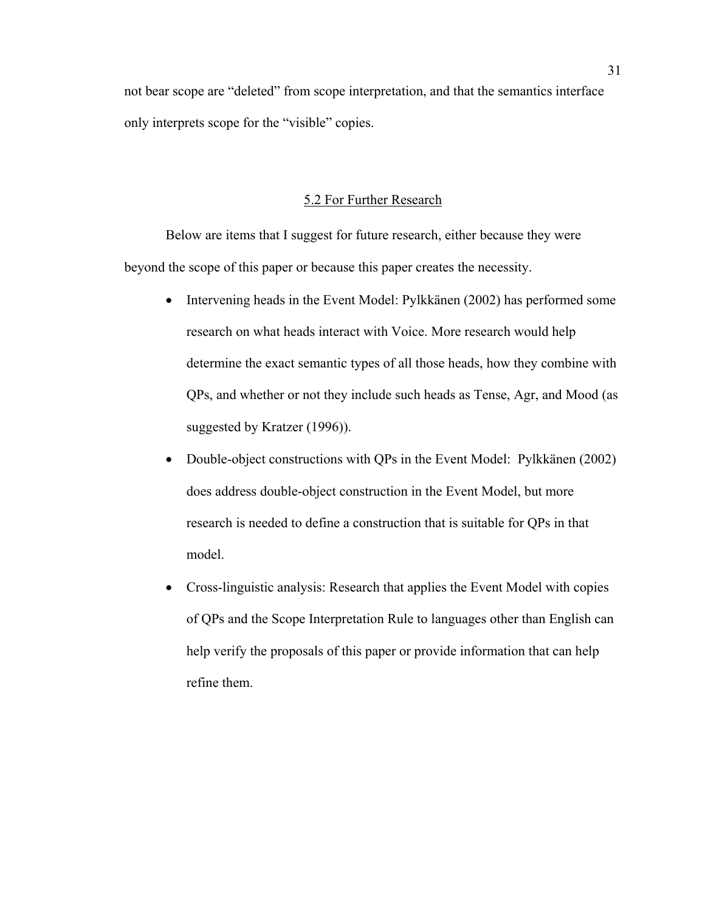not bear scope are "deleted" from scope interpretation, and that the semantics interface only interprets scope for the "visible" copies.

## 5.2 For Further Research

Below are items that I suggest for future research, either because they were beyond the scope of this paper or because this paper creates the necessity.

- Intervening heads in the Event Model: Pylkkänen (2002) has performed some research on what heads interact with Voice. More research would help determine the exact semantic types of all those heads, how they combine with QPs, and whether or not they include such heads as Tense, Agr, and Mood (as suggested by Kratzer (1996)).
- Double-object constructions with QPs in the Event Model: Pylkkänen (2002) does address double-object construction in the Event Model, but more research is needed to define a construction that is suitable for QPs in that model.
- Cross-linguistic analysis: Research that applies the Event Model with copies of QPs and the Scope Interpretation Rule to languages other than English can help verify the proposals of this paper or provide information that can help refine them.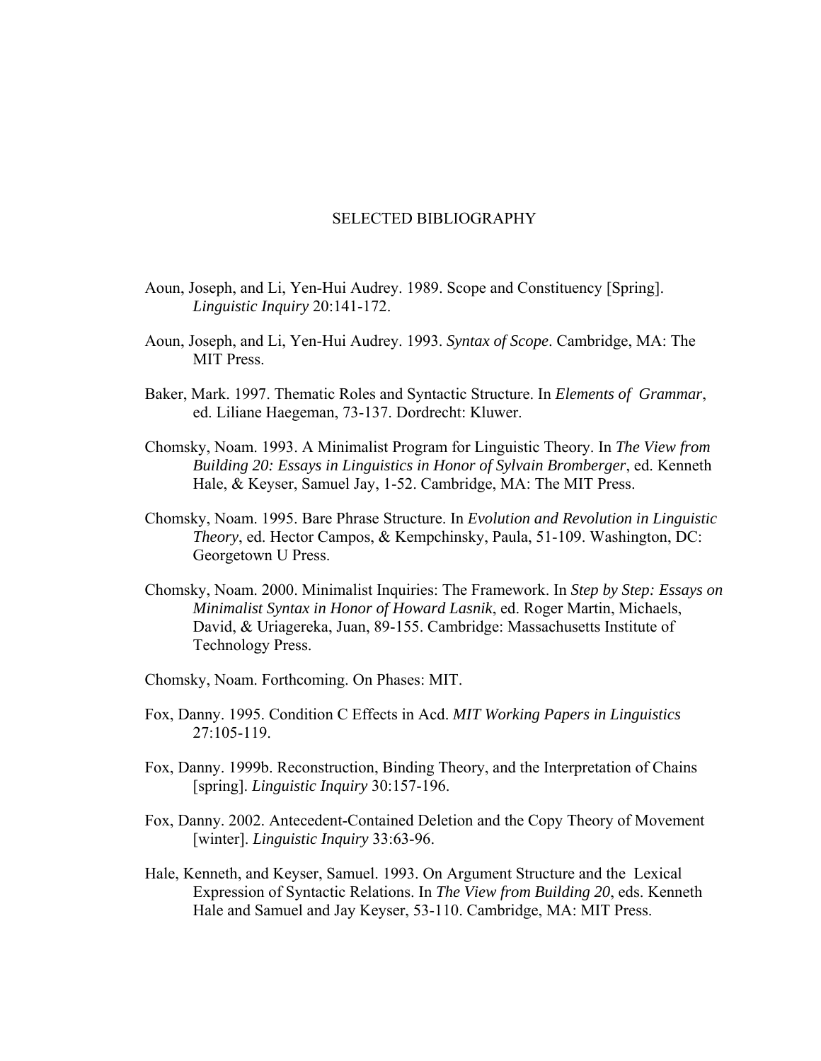# SELECTED BIBLIOGRAPHY

Aoun, Joseph, and Li, Yen-Hui Audrey. 1989. Scope and Constituency [Spring]. *Linguistic Inquiry* 20:141-172.

Aoun, Joseph, and Li, Yen-Hui Audrey. 1993. *Syntax of Scope*. Cambridge, MA: The MIT Press.

Baker, Mark. 1997. Thematic Roles and Syntactic Structure. In *Elements of Grammar*, ed. Liliane Haegeman, 73-137. Dordrecht: Kluwer.

Chomsky, Noam. 1993. A Minimalist Program for Linguistic Theory. In *The View from Building 20: Essays in Linguistics in Honor of Sylvain Bromberger*, ed. Kenneth Hale, & Keyser, Samuel Jay, 1-52. Cambridge, MA: The MIT Press.

Chomsky, Noam. 1995. Bare Phrase Structure. In *Evolution and Revolution in Linguistic Theory*, ed. Hector Campos, & Kempchinsky, Paula, 51-109. Washington, DC: Georgetown U Press.

Chomsky, Noam. 2000. Minimalist Inquiries: The Framework. In *Step by Step: Essays on Minimalist Syntax in Honor of Howard Lasnik*, ed. Roger Martin, Michaels, David, & Uriagereka, Juan, 89-155. Cambridge: Massachusetts Institute of Technology Press.

Chomsky, Noam. Forthcoming. On Phases: MIT.

Fox, Danny. 1995. Condition C Effects in Acd. *MIT Working Papers in Linguistics* 27:105-119.

Fox, Danny. 1999b. Reconstruction, Binding Theory, and the Interpretation of Chains [spring]. *Linguistic Inquiry* 30:157-196.

Fox, Danny. 2002. Antecedent-Contained Deletion and the Copy Theory of Movement [winter]. *Linguistic Inquiry* 33:63-96.

Hale, Kenneth, and Keyser, Samuel. 1993. On Argument Structure and the Lexical Expression of Syntactic Relations. In *The View from Building 20*, eds. Kenneth Hale and Samuel and Jay Keyser, 53-110. Cambridge, MA: MIT Press.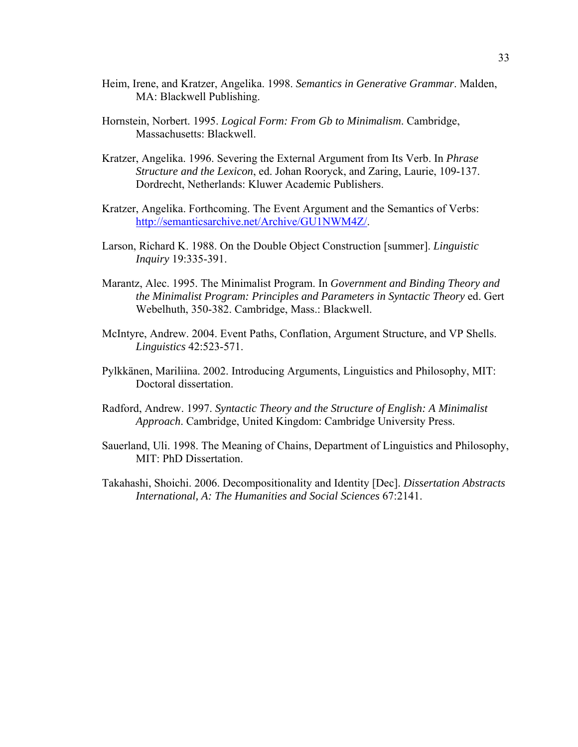Heim, Irene, and Kratzer, Angelika. 1998. *Semantics in Generative Grammar*. Malden, MA: Blackwell Publishing.

Hornstein, Norbert. 1995. *Logical Form: From Gb to Minimalism*. Cambridge, Massachusetts: Blackwell.

Kratzer, Angelika. 1996. Severing the External Argument from Its Verb. In *Phrase Structure and the Lexicon*, ed. Johan Rooryck, and Zaring, Laurie, 109-137. Dordrecht, Netherlands: Kluwer Academic Publishers.

Kratzer, Angelika. Forthcoming. The Event Argument and the Semantics of Verbs: http://semanticsarchive.net/Archive/GU1NWM4Z/.

Larson, Richard K. 1988. On the Double Object Construction [summer]. *Linguistic Inquiry* 19:335-391.

Marantz, Alec. 1995. The Minimalist Program. In *Government and Binding Theory and the Minimalist Program: Principles and Parameters in Syntactic Theory* ed. Gert Webelhuth, 350-382. Cambridge, Mass.: Blackwell.

McIntyre, Andrew. 2004. Event Paths, Conflation, Argument Structure, and VP Shells. *Linguistics* 42:523-571.

Pylkkänen, Mariliina. 2002. Introducing Arguments, Linguistics and Philosophy, MIT: Doctoral dissertation.

Radford, Andrew. 1997. *Syntactic Theory and the Structure of English: A Minimalist Approach*. Cambridge, United Kingdom: Cambridge University Press.

Sauerland, Uli. 1998. The Meaning of Chains, Department of Linguistics and Philosophy, MIT: PhD Dissertation.

Takahashi, Shoichi. 2006. Decompositionality and Identity [Dec]. *Dissertation Abstracts International, A: The Humanities and Social Sciences* 67:2141.